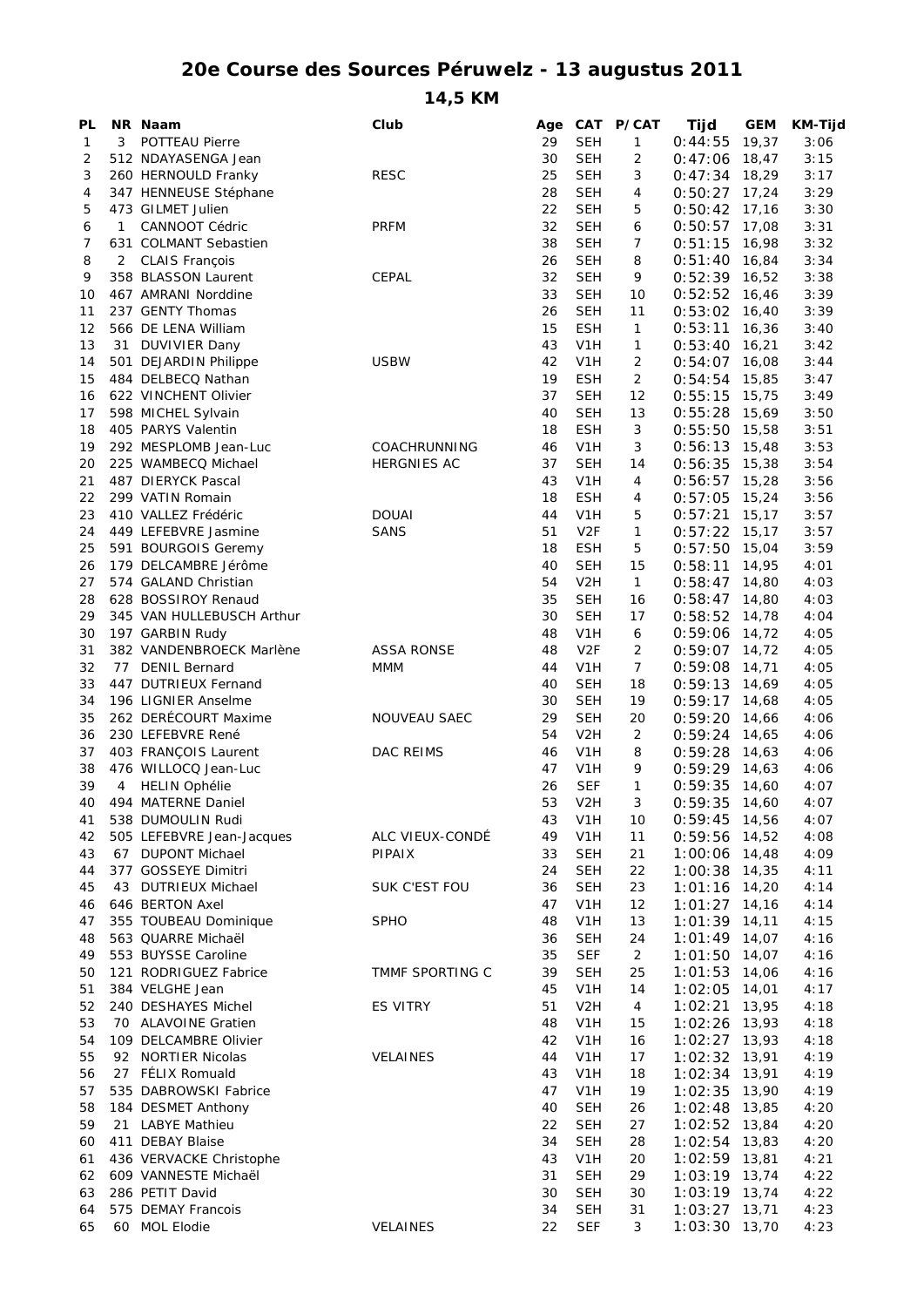# 20e Course des Sources Péruwelz - 13 augustus 2011

## 14,5 KM

| PL | NR | Naam | Club | Age | CAT | P/CAT | Tijd | GEM | KM-Tijd |
|---|---|---|---|---|---|---|---|---|---|
| 1 | 3 | POTTEAU Pierre | | 29 | SEH | 1 | 0:44:55 | 19,37 | 3:06 |
| 2 | 512 | NDAYASENGA Jean | | 30 | SEH | 2 | 0:47:06 | 18,47 | 3:15 |
| 3 | 260 | HERNOULD Franky | RESC | 25 | SEH | 3 | 0:47:34 | 18,29 | 3:17 |
| 4 | 347 | HENNEUSE Stéphane | | 28 | SEH | 4 | 0:50:27 | 17,24 | 3:29 |
| 5 | 473 | GILMET Julien | | 22 | SEH | 5 | 0:50:42 | 17,16 | 3:30 |
| 6 | 1 | CANNOOT Cédric | PRFM | 32 | SEH | 6 | 0:50:57 | 17,08 | 3:31 |
| 7 | 631 | COLMANT Sebastien | | 38 | SEH | 7 | 0:51:15 | 16,98 | 3:32 |
| 8 | 2 | CLAIS François | | 26 | SEH | 8 | 0:51:40 | 16,84 | 3:34 |
| 9 | 358 | BLASSON Laurent | CEPAL | 32 | SEH | 9 | 0:52:39 | 16,52 | 3:38 |
| 10 | 467 | AMRANI Norddine | | 33 | SEH | 10 | 0:52:52 | 16,46 | 3:39 |
| 11 | 237 | GENTY Thomas | | 26 | SEH | 11 | 0:53:02 | 16,40 | 3:39 |
| 12 | 566 | DE LENA William | | 15 | ESH | 1 | 0:53:11 | 16,36 | 3:40 |
| 13 | 31 | DUVIVIER Dany | | 43 | V1H | 1 | 0:53:40 | 16,21 | 3:42 |
| 14 | 501 | DEJARDIN Philippe | USBW | 42 | V1H | 2 | 0:54:07 | 16,08 | 3:44 |
| 15 | 484 | DELBECQ Nathan | | 19 | ESH | 2 | 0:54:54 | 15,85 | 3:47 |
| 16 | 622 | VINCHENT Olivier | | 37 | SEH | 12 | 0:55:15 | 15,75 | 3:49 |
| 17 | 598 | MICHEL Sylvain | | 40 | SEH | 13 | 0:55:28 | 15,69 | 3:50 |
| 18 | 405 | PARYS Valentin | | 18 | ESH | 3 | 0:55:50 | 15,58 | 3:51 |
| 19 | 292 | MESPLOMB Jean-Luc | COACHRUNNING | 46 | V1H | 3 | 0:56:13 | 15,48 | 3:53 |
| 20 | 225 | WAMBECQ Michael | HERGNIES AC | 37 | SEH | 14 | 0:56:35 | 15,38 | 3:54 |
| 21 | 487 | DIERYCK Pascal | | 43 | V1H | 4 | 0:56:57 | 15,28 | 3:56 |
| 22 | 299 | VATIN Romain | | 18 | ESH | 4 | 0:57:05 | 15,24 | 3:56 |
| 23 | 410 | VALLEZ Frédéric | DOUAI | 44 | V1H | 5 | 0:57:21 | 15,17 | 3:57 |
| 24 | 449 | LEFEBVRE Jasmine | SANS | 51 | V2F | 1 | 0:57:22 | 15,17 | 3:57 |
| 25 | 591 | BOURGOIS Geremy | | 18 | ESH | 5 | 0:57:50 | 15,04 | 3:59 |
| 26 | 179 | DELCAMBRE Jérôme | | 40 | SEH | 15 | 0:58:11 | 14,95 | 4:01 |
| 27 | 574 | GALAND Christian | | 54 | V2H | 1 | 0:58:47 | 14,80 | 4:03 |
| 28 | 628 | BOSSIROY Renaud | | 35 | SEH | 16 | 0:58:47 | 14,80 | 4:03 |
| 29 | 345 | VAN HULLEBUSCH Arthur | | 30 | SEH | 17 | 0:58:52 | 14,78 | 4:04 |
| 30 | 197 | GARBIN Rudy | | 48 | V1H | 6 | 0:59:06 | 14,72 | 4:05 |
| 31 | 382 | VANDENBROECK Marlène | ASSA RONSE | 48 | V2F | 2 | 0:59:07 | 14,72 | 4:05 |
| 32 | 77 | DENIL Bernard | MMM | 44 | V1H | 7 | 0:59:08 | 14,71 | 4:05 |
| 33 | 447 | DUTRIEUX Fernand | | 40 | SEH | 18 | 0:59:13 | 14,69 | 4:05 |
| 34 | 196 | LIGNIER Anselme | | 30 | SEH | 19 | 0:59:17 | 14,68 | 4:05 |
| 35 | 262 | DERÉCOURT Maxime | NOUVEAU SAEC | 29 | SEH | 20 | 0:59:20 | 14,66 | 4:06 |
| 36 | 230 | LEFEBVRE René | | 54 | V2H | 2 | 0:59:24 | 14,65 | 4:06 |
| 37 | 403 | FRANÇOIS Laurent | DAC REIMS | 46 | V1H | 8 | 0:59:28 | 14,63 | 4:06 |
| 38 | 476 | WILLOCQ Jean-Luc | | 47 | V1H | 9 | 0:59:29 | 14,63 | 4:06 |
| 39 | 4 | HELIN Ophélie | | 26 | SEF | 1 | 0:59:35 | 14,60 | 4:07 |
| 40 | 494 | MATERNE Daniel | | 53 | V2H | 3 | 0:59:35 | 14,60 | 4:07 |
| 41 | 538 | DUMOULIN Rudi | | 43 | V1H | 10 | 0:59:45 | 14,56 | 4:07 |
| 42 | 505 | LEFEBVRE Jean-Jacques | ALC VIEUX-CONDÉ | 49 | V1H | 11 | 0:59:56 | 14,52 | 4:08 |
| 43 | 67 | DUPONT Michael | PIPAIX | 33 | SEH | 21 | 1:00:06 | 14,48 | 4:09 |
| 44 | 377 | GOSSEYE Dimitri | | 24 | SEH | 22 | 1:00:38 | 14,35 | 4:11 |
| 45 | 43 | DUTRIEUX Michael | SUK C'EST FOU | 36 | SEH | 23 | 1:01:16 | 14,20 | 4:14 |
| 46 | 646 | BERTON Axel | | 47 | V1H | 12 | 1:01:27 | 14,16 | 4:14 |
| 47 | 355 | TOUBEAU Dominique | SPHO | 48 | V1H | 13 | 1:01:39 | 14,11 | 4:15 |
| 48 | 563 | QUARRE Michaël | | 36 | SEH | 24 | 1:01:49 | 14,07 | 4:16 |
| 49 | 553 | BUYSSE Caroline | | 35 | SEF | 2 | 1:01:50 | 14,07 | 4:16 |
| 50 | 121 | RODRIGUEZ Fabrice | TMMF SPORTING C | 39 | SEH | 25 | 1:01:53 | 14,06 | 4:16 |
| 51 | 384 | VELGHE Jean | | 45 | V1H | 14 | 1:02:05 | 14,01 | 4:17 |
| 52 | 240 | DESHAYES Michel | ES VITRY | 51 | V2H | 4 | 1:02:21 | 13,95 | 4:18 |
| 53 | 70 | ALAVOINE Gratien | | 48 | V1H | 15 | 1:02:26 | 13,93 | 4:18 |
| 54 | 109 | DELCAMBRE Olivier | | 42 | V1H | 16 | 1:02:27 | 13,93 | 4:18 |
| 55 | 92 | NORTIER Nicolas | VELAINES | 44 | V1H | 17 | 1:02:32 | 13,91 | 4:19 |
| 56 | 27 | FÉLIX Romuald | | 43 | V1H | 18 | 1:02:34 | 13,91 | 4:19 |
| 57 | 535 | DABROWSKI Fabrice | | 47 | V1H | 19 | 1:02:35 | 13,90 | 4:19 |
| 58 | 184 | DESMET Anthony | | 40 | SEH | 26 | 1:02:48 | 13,85 | 4:20 |
| 59 | 21 | LABYE Mathieu | | 22 | SEH | 27 | 1:02:52 | 13,84 | 4:20 |
| 60 | 411 | DEBAY Blaise | | 34 | SEH | 28 | 1:02:54 | 13,83 | 4:20 |
| 61 | 436 | VERVACKE Christophe | | 43 | V1H | 20 | 1:02:59 | 13,81 | 4:21 |
| 62 | 609 | VANNESTE Michaël | | 31 | SEH | 29 | 1:03:19 | 13,74 | 4:22 |
| 63 | 286 | PETIT David | | 30 | SEH | 30 | 1:03:19 | 13,74 | 4:22 |
| 64 | 575 | DEMAY Francois | | 34 | SEH | 31 | 1:03:27 | 13,71 | 4:23 |
| 65 | 60 | MOL Elodie | VELAINES | 22 | SEF | 3 | 1:03:30 | 13,70 | 4:23 |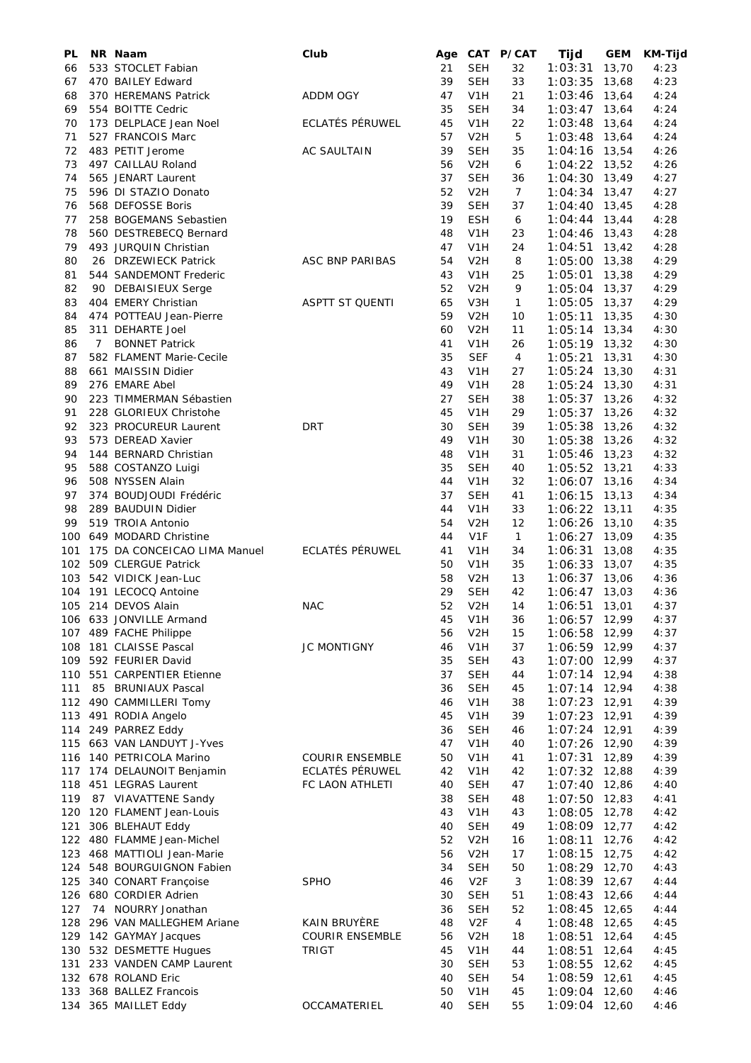| PL | NR | Naam | Club | Age | CAT | P/CAT | Tijd | GEM | KM-Tijd |
|---|---|---|---|---|---|---|---|---|---|
| 66 | 533 | STOCLET Fabian | | 21 | SEH | 32 | 1:03:31 | 13,70 | 4:23 |
| 67 | 470 | BAILEY Edward | | 39 | SEH | 33 | 1:03:35 | 13,68 | 4:23 |
| 68 | 370 | HEREMANS Patrick | ADDM OGY | 47 | V1H | 21 | 1:03:46 | 13,64 | 4:24 |
| 69 | 554 | BOITTE Cedric | | 35 | SEH | 34 | 1:03:47 | 13,64 | 4:24 |
| 70 | 173 | DELPLACE Jean Noel | ECLATÉS PÉRUWEL | 45 | V1H | 22 | 1:03:48 | 13,64 | 4:24 |
| 71 | 527 | FRANCOIS Marc | | 57 | V2H | 5 | 1:03:48 | 13,64 | 4:24 |
| 72 | 483 | PETIT Jerome | AC SAULTAIN | 39 | SEH | 35 | 1:04:16 | 13,54 | 4:26 |
| 73 | 497 | CAILLAU Roland | | 56 | V2H | 6 | 1:04:22 | 13,52 | 4:26 |
| 74 | 565 | JENART Laurent | | 37 | SEH | 36 | 1:04:30 | 13,49 | 4:27 |
| 75 | 596 | DI STAZIO Donato | | 52 | V2H | 7 | 1:04:34 | 13,47 | 4:27 |
| 76 | 568 | DEFOSSE Boris | | 39 | SEH | 37 | 1:04:40 | 13,45 | 4:28 |
| 77 | 258 | BOGEMANS Sebastien | | 19 | ESH | 6 | 1:04:44 | 13,44 | 4:28 |
| 78 | 560 | DESTREBECQ Bernard | | 48 | V1H | 23 | 1:04:46 | 13,43 | 4:28 |
| 79 | 493 | JURQUIN Christian | | 47 | V1H | 24 | 1:04:51 | 13,42 | 4:28 |
| 80 | 26 | DRZEWIECK Patrick | ASC BNP PARIBAS | 54 | V2H | 8 | 1:05:00 | 13,38 | 4:29 |
| 81 | 544 | SANDEMONT Frederic | | 43 | V1H | 25 | 1:05:01 | 13,38 | 4:29 |
| 82 | 90 | DEBAISIEUX Serge | | 52 | V2H | 9 | 1:05:04 | 13,37 | 4:29 |
| 83 | 404 | EMERY Christian | ASPTT ST QUENTI | 65 | V3H | 1 | 1:05:05 | 13,37 | 4:29 |
| 84 | 474 | POTTEAU Jean-Pierre | | 59 | V2H | 10 | 1:05:11 | 13,35 | 4:30 |
| 85 | 311 | DEHARTE Joel | | 60 | V2H | 11 | 1:05:14 | 13,34 | 4:30 |
| 86 | 7 | BONNET Patrick | | 41 | V1H | 26 | 1:05:19 | 13,32 | 4:30 |
| 87 | 582 | FLAMENT Marie-Cecile | | 35 | SEF | 4 | 1:05:21 | 13,31 | 4:30 |
| 88 | 661 | MAISSIN Didier | | 43 | V1H | 27 | 1:05:24 | 13,30 | 4:31 |
| 89 | 276 | EMARE Abel | | 49 | V1H | 28 | 1:05:24 | 13,30 | 4:31 |
| 90 | 223 | TIMMERMAN Sébastien | | 27 | SEH | 38 | 1:05:37 | 13,26 | 4:32 |
| 91 | 228 | GLORIEUX Christohe | | 45 | V1H | 29 | 1:05:37 | 13,26 | 4:32 |
| 92 | 323 | PROCUREUR Laurent | DRT | 30 | SEH | 39 | 1:05:38 | 13,26 | 4:32 |
| 93 | 573 | DEREAD Xavier | | 49 | V1H | 30 | 1:05:38 | 13,26 | 4:32 |
| 94 | 144 | BERNARD Christian | | 48 | V1H | 31 | 1:05:46 | 13,23 | 4:32 |
| 95 | 588 | COSTANZO Luigi | | 35 | SEH | 40 | 1:05:52 | 13,21 | 4:33 |
| 96 | 508 | NYSSEN Alain | | 44 | V1H | 32 | 1:06:07 | 13,16 | 4:34 |
| 97 | 374 | BOUDJOUDI Frédéric | | 37 | SEH | 41 | 1:06:15 | 13,13 | 4:34 |
| 98 | 289 | BAUDUIN Didier | | 44 | V1H | 33 | 1:06:22 | 13,11 | 4:35 |
| 99 | 519 | TROIA Antonio | | 54 | V2H | 12 | 1:06:26 | 13,10 | 4:35 |
| 100 | 649 | MODARD Christine | | 44 | V1F | 1 | 1:06:27 | 13,09 | 4:35 |
| 101 | 175 | DA CONCEICAO LIMA Manuel | ECLATÉS PÉRUWEL | 41 | V1H | 34 | 1:06:31 | 13,08 | 4:35 |
| 102 | 509 | CLERGUE Patrick | | 50 | V1H | 35 | 1:06:33 | 13,07 | 4:35 |
| 103 | 542 | VIDICK Jean-Luc | | 58 | V2H | 13 | 1:06:37 | 13,06 | 4:36 |
| 104 | 191 | LECOCQ Antoine | | 29 | SEH | 42 | 1:06:47 | 13,03 | 4:36 |
| 105 | 214 | DEVOS Alain | NAC | 52 | V2H | 14 | 1:06:51 | 13,01 | 4:37 |
| 106 | 633 | JONVILLE Armand | | 45 | V1H | 36 | 1:06:57 | 12,99 | 4:37 |
| 107 | 489 | FACHE Philippe | | 56 | V2H | 15 | 1:06:58 | 12,99 | 4:37 |
| 108 | 181 | CLAISSE Pascal | JC MONTIGNY | 46 | V1H | 37 | 1:06:59 | 12,99 | 4:37 |
| 109 | 592 | FEURIER David | | 35 | SEH | 43 | 1:07:00 | 12,99 | 4:37 |
| 110 | 551 | CARPENTIER Etienne | | 37 | SEH | 44 | 1:07:14 | 12,94 | 4:38 |
| 111 | 85 | BRUNIAUX Pascal | | 36 | SEH | 45 | 1:07:14 | 12,94 | 4:38 |
| 112 | 490 | CAMMILLERI Tomy | | 46 | V1H | 38 | 1:07:23 | 12,91 | 4:39 |
| 113 | 491 | RODIA Angelo | | 45 | V1H | 39 | 1:07:23 | 12,91 | 4:39 |
| 114 | 249 | PARREZ Eddy | | 36 | SEH | 46 | 1:07:24 | 12,91 | 4:39 |
| 115 | 663 | VAN LANDUYT J-Yves | | 47 | V1H | 40 | 1:07:26 | 12,90 | 4:39 |
| 116 | 140 | PETRICOLA Marino | COURIR ENSEMBLE | 50 | V1H | 41 | 1:07:31 | 12,89 | 4:39 |
| 117 | 174 | DELAUNOIT Benjamin | ECLATÉS PÉRUWEL | 42 | V1H | 42 | 1:07:32 | 12,88 | 4:39 |
| 118 | 451 | LEGRAS Laurent | FC LAON ATHLETI | 40 | SEH | 47 | 1:07:40 | 12,86 | 4:40 |
| 119 | 87 | VIAVATTENE Sandy | | 38 | SEH | 48 | 1:07:50 | 12,83 | 4:41 |
| 120 | 120 | FLAMENT Jean-Louis | | 43 | V1H | 43 | 1:08:05 | 12,78 | 4:42 |
| 121 | 306 | BLEHAUT Eddy | | 40 | SEH | 49 | 1:08:09 | 12,77 | 4:42 |
| 122 | 480 | FLAMME Jean-Michel | | 52 | V2H | 16 | 1:08:11 | 12,76 | 4:42 |
| 123 | 468 | MATTIOLI Jean-Marie | | 56 | V2H | 17 | 1:08:15 | 12,75 | 4:42 |
| 124 | 548 | BOURGUIGNON Fabien | | 34 | SEH | 50 | 1:08:29 | 12,70 | 4:43 |
| 125 | 340 | CONART Françoise | SPHO | 46 | V2F | 3 | 1:08:39 | 12,67 | 4:44 |
| 126 | 680 | CORDIER Adrien | | 30 | SEH | 51 | 1:08:43 | 12,66 | 4:44 |
| 127 | 74 | NOURRY Jonathan | | 36 | SEH | 52 | 1:08:45 | 12,65 | 4:44 |
| 128 | 296 | VAN MALLEGHEM Ariane | KAIN BRUYÈRE | 48 | V2F | 4 | 1:08:48 | 12,65 | 4:45 |
| 129 | 142 | GAYMAY Jacques | COURIR ENSEMBLE | 56 | V2H | 18 | 1:08:51 | 12,64 | 4:45 |
| 130 | 532 | DESMETTE Hugues | TRIGT | 45 | V1H | 44 | 1:08:51 | 12,64 | 4:45 |
| 131 | 233 | VANDEN CAMP Laurent | | 30 | SEH | 53 | 1:08:55 | 12,62 | 4:45 |
| 132 | 678 | ROLAND Eric | | 40 | SEH | 54 | 1:08:59 | 12,61 | 4:45 |
| 133 | 368 | BALLEZ Francois | | 50 | V1H | 45 | 1:09:04 | 12,60 | 4:46 |
| 134 | 365 | MAILLET Eddy | OCCAMATERIEL | 40 | SEH | 55 | 1:09:04 | 12,60 | 4:46 |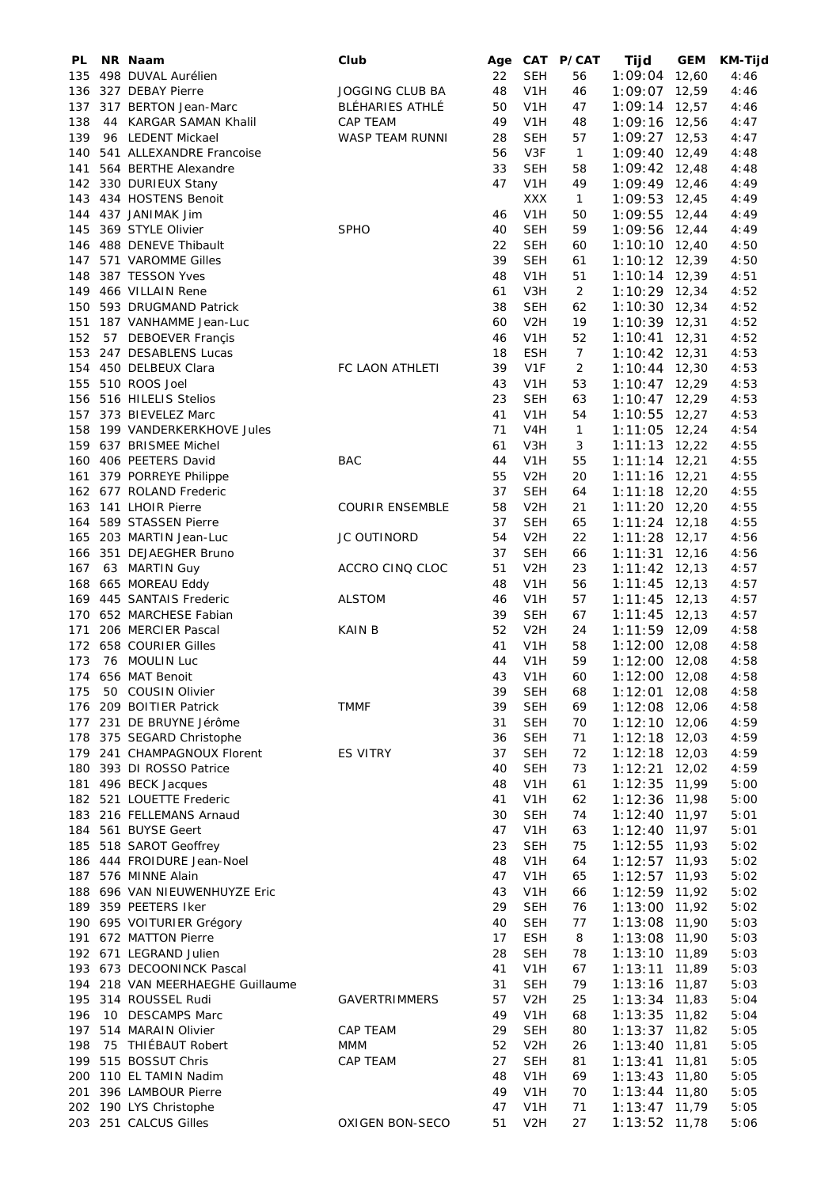| PL | NR | Naam | Club | Age | CAT | P/CAT | Tijd | GEM | KM-Tijd |
|---|---|---|---|---|---|---|---|---|---|
| 135 | 498 | DUVAL Aurélien | | 22 | SEH | 56 | 1:09:04 | 12,60 | 4:46 |
| 136 | 327 | DEBAY Pierre | JOGGING CLUB BA | 48 | V1H | 46 | 1:09:07 | 12,59 | 4:46 |
| 137 | 317 | BERTON Jean-Marc | BLÉHARIES ATHLÉ | 50 | V1H | 47 | 1:09:14 | 12,57 | 4:46 |
| 138 | 44 | KARGAR SAMAN Khalil | CAP TEAM | 49 | V1H | 48 | 1:09:16 | 12,56 | 4:47 |
| 139 | 96 | LEDENT Mickael | WASP TEAM RUNNI | 28 | SEH | 57 | 1:09:27 | 12,53 | 4:47 |
| 140 | 541 | ALLEXANDRE Francoise | | 56 | V3F | 1 | 1:09:40 | 12,49 | 4:48 |
| 141 | 564 | BERTHE Alexandre | | 33 | SEH | 58 | 1:09:42 | 12,48 | 4:48 |
| 142 | 330 | DURIEUX Stany | | 47 | V1H | 49 | 1:09:49 | 12,46 | 4:49 |
| 143 | 434 | HOSTENS Benoit | | | XXX | 1 | 1:09:53 | 12,45 | 4:49 |
| 144 | 437 | JANIMAK Jim | | 46 | V1H | 50 | 1:09:55 | 12,44 | 4:49 |
| 145 | 369 | STYLE Olivier | SPHO | 40 | SEH | 59 | 1:09:56 | 12,44 | 4:49 |
| 146 | 488 | DENEVE Thibault | | 22 | SEH | 60 | 1:10:10 | 12,40 | 4:50 |
| 147 | 571 | VAROMME Gilles | | 39 | SEH | 61 | 1:10:12 | 12,39 | 4:50 |
| 148 | 387 | TESSON Yves | | 48 | V1H | 51 | 1:10:14 | 12,39 | 4:51 |
| 149 | 466 | VILLAIN Rene | | 61 | V3H | 2 | 1:10:29 | 12,34 | 4:52 |
| 150 | 593 | DRUGMAND Patrick | | 38 | SEH | 62 | 1:10:30 | 12,34 | 4:52 |
| 151 | 187 | VANHAMME Jean-Luc | | 60 | V2H | 19 | 1:10:39 | 12,31 | 4:52 |
| 152 | 57 | DEBOEVER Françis | | 46 | V1H | 52 | 1:10:41 | 12,31 | 4:52 |
| 153 | 247 | DESABLENS Lucas | | 18 | ESH | 7 | 1:10:42 | 12,31 | 4:53 |
| 154 | 450 | DELBEUX Clara | FC LAON ATHLETI | 39 | V1F | 2 | 1:10:44 | 12,30 | 4:53 |
| 155 | 510 | ROOS Joel | | 43 | V1H | 53 | 1:10:47 | 12,29 | 4:53 |
| 156 | 516 | HILELIS Stelios | | 23 | SEH | 63 | 1:10:47 | 12,29 | 4:53 |
| 157 | 373 | BIEVELEZ Marc | | 41 | V1H | 54 | 1:10:55 | 12,27 | 4:53 |
| 158 | 199 | VANDERKERKHOVE Jules | | 71 | V4H | 1 | 1:11:05 | 12,24 | 4:54 |
| 159 | 637 | BRISMEE Michel | | 61 | V3H | 3 | 1:11:13 | 12,22 | 4:55 |
| 160 | 406 | PEETERS David | BAC | 44 | V1H | 55 | 1:11:14 | 12,21 | 4:55 |
| 161 | 379 | PORREYE Philippe | | 55 | V2H | 20 | 1:11:16 | 12,21 | 4:55 |
| 162 | 677 | ROLAND Frederic | | 37 | SEH | 64 | 1:11:18 | 12,20 | 4:55 |
| 163 | 141 | LHOIR Pierre | COURIR ENSEMBLE | 58 | V2H | 21 | 1:11:20 | 12,20 | 4:55 |
| 164 | 589 | STASSEN Pierre | | 37 | SEH | 65 | 1:11:24 | 12,18 | 4:55 |
| 165 | 203 | MARTIN Jean-Luc | JC OUTINORD | 54 | V2H | 22 | 1:11:28 | 12,17 | 4:56 |
| 166 | 351 | DEJAEGHER Bruno | | 37 | SEH | 66 | 1:11:31 | 12,16 | 4:56 |
| 167 | 63 | MARTIN Guy | ACCRO CINQ CLOC | 51 | V2H | 23 | 1:11:42 | 12,13 | 4:57 |
| 168 | 665 | MOREAU Eddy | | 48 | V1H | 56 | 1:11:45 | 12,13 | 4:57 |
| 169 | 445 | SANTAIS Frederic | ALSTOM | 46 | V1H | 57 | 1:11:45 | 12,13 | 4:57 |
| 170 | 652 | MARCHESE Fabian | | 39 | SEH | 67 | 1:11:45 | 12,13 | 4:57 |
| 171 | 206 | MERCIER Pascal | KAIN B | 52 | V2H | 24 | 1:11:59 | 12,09 | 4:58 |
| 172 | 658 | COURIER Gilles | | 41 | V1H | 58 | 1:12:00 | 12,08 | 4:58 |
| 173 | 76 | MOULIN Luc | | 44 | V1H | 59 | 1:12:00 | 12,08 | 4:58 |
| 174 | 656 | MAT Benoit | | 43 | V1H | 60 | 1:12:00 | 12,08 | 4:58 |
| 175 | 50 | COUSIN Olivier | | 39 | SEH | 68 | 1:12:01 | 12,08 | 4:58 |
| 176 | 209 | BOITIER Patrick | TMMF | 39 | SEH | 69 | 1:12:08 | 12,06 | 4:58 |
| 177 | 231 | DE BRUYNE Jérôme | | 31 | SEH | 70 | 1:12:10 | 12,06 | 4:59 |
| 178 | 375 | SEGARD Christophe | | 36 | SEH | 71 | 1:12:18 | 12,03 | 4:59 |
| 179 | 241 | CHAMPAGNOUX Florent | ES VITRY | 37 | SEH | 72 | 1:12:18 | 12,03 | 4:59 |
| 180 | 393 | DI ROSSO Patrice | | 40 | SEH | 73 | 1:12:21 | 12,02 | 4:59 |
| 181 | 496 | BECK Jacques | | 48 | V1H | 61 | 1:12:35 | 11,99 | 5:00 |
| 182 | 521 | LOUETTE Frederic | | 41 | V1H | 62 | 1:12:36 | 11,98 | 5:00 |
| 183 | 216 | FELLEMANS Arnaud | | 30 | SEH | 74 | 1:12:40 | 11,97 | 5:01 |
| 184 | 561 | BUYSE Geert | | 47 | V1H | 63 | 1:12:40 | 11,97 | 5:01 |
| 185 | 518 | SAROT Geoffrey | | 23 | SEH | 75 | 1:12:55 | 11,93 | 5:02 |
| 186 | 444 | FROIDURE Jean-Noel | | 48 | V1H | 64 | 1:12:57 | 11,93 | 5:02 |
| 187 | 576 | MINNE Alain | | 47 | V1H | 65 | 1:12:57 | 11,93 | 5:02 |
| 188 | 696 | VAN NIEUWENHUYZE Eric | | 43 | V1H | 66 | 1:12:59 | 11,92 | 5:02 |
| 189 | 359 | PEETERS Iker | | 29 | SEH | 76 | 1:13:00 | 11,92 | 5:02 |
| 190 | 695 | VOITURIER Grégory | | 40 | SEH | 77 | 1:13:08 | 11,90 | 5:03 |
| 191 | 672 | MATTON Pierre | | 17 | ESH | 8 | 1:13:08 | 11,90 | 5:03 |
| 192 | 671 | LEGRAND Julien | | 28 | SEH | 78 | 1:13:10 | 11,89 | 5:03 |
| 193 | 673 | DECOONINCK Pascal | | 41 | V1H | 67 | 1:13:11 | 11,89 | 5:03 |
| 194 | 218 | VAN MEERHAEGHE Guillaume | | 31 | SEH | 79 | 1:13:16 | 11,87 | 5:03 |
| 195 | 314 | ROUSSEL Rudi | GAVERTRIMMERS | 57 | V2H | 25 | 1:13:34 | 11,83 | 5:04 |
| 196 | 10 | DESCAMPS Marc | | 49 | V1H | 68 | 1:13:35 | 11,82 | 5:04 |
| 197 | 514 | MARAIN Olivier | CAP TEAM | 29 | SEH | 80 | 1:13:37 | 11,82 | 5:05 |
| 198 | 75 | THIÉBAUT Robert | MMM | 52 | V2H | 26 | 1:13:40 | 11,81 | 5:05 |
| 199 | 515 | BOSSUT Chris | CAP TEAM | 27 | SEH | 81 | 1:13:41 | 11,81 | 5:05 |
| 200 | 110 | EL TAMIN Nadim | | 48 | V1H | 69 | 1:13:43 | 11,80 | 5:05 |
| 201 | 396 | LAMBOUR Pierre | | 49 | V1H | 70 | 1:13:44 | 11,80 | 5:05 |
| 202 | 190 | LYS Christophe | | 47 | V1H | 71 | 1:13:47 | 11,79 | 5:05 |
| 203 | 251 | CALCUS Gilles | OXIGEN BON-SECO | 51 | V2H | 27 | 1:13:52 | 11,78 | 5:06 |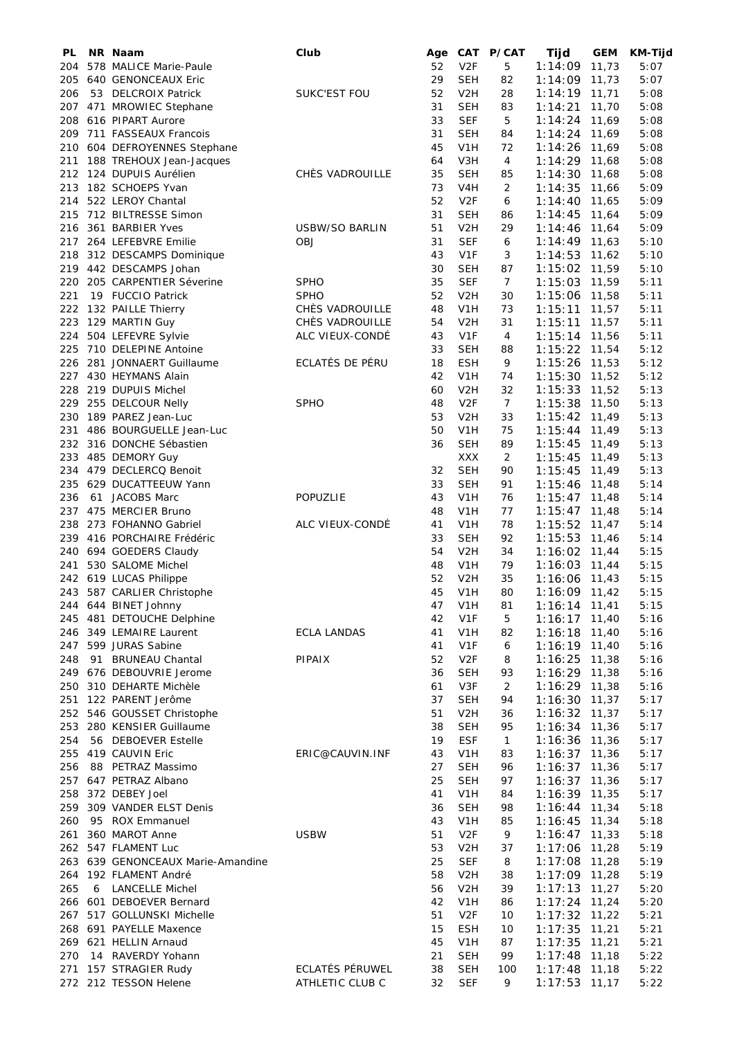| PL | NR | Naam | Club | Age | CAT | P/CAT | Tijd | GEM | KM-Tijd |
|---|---|---|---|---|---|---|---|---|---|
| 204 | 578 | MALICE Marie-Paule | | 52 | V2F | 5 | 1:14:09 | 11,73 | 5:07 |
| 205 | 640 | GENONCEAUX Eric | | 29 | SEH | 82 | 1:14:09 | 11,73 | 5:07 |
| 206 | 53 | DELCROIX Patrick | SUKC'EST FOU | 52 | V2H | 28 | 1:14:19 | 11,71 | 5:08 |
| 207 | 471 | MROWIEC Stephane | | 31 | SEH | 83 | 1:14:21 | 11,70 | 5:08 |
| 208 | 616 | PIPART Aurore | | 33 | SEF | 5 | 1:14:24 | 11,69 | 5:08 |
| 209 | 711 | FASSEAUX Francois | | 31 | SEH | 84 | 1:14:24 | 11,69 | 5:08 |
| 210 | 604 | DEFROYENNES Stephane | | 45 | V1H | 72 | 1:14:26 | 11,69 | 5:08 |
| 211 | 188 | TREHOUX Jean-Jacques | | 64 | V3H | 4 | 1:14:29 | 11,68 | 5:08 |
| 212 | 124 | DUPUIS Aurélien | CHÈS VADROUILLE | 35 | SEH | 85 | 1:14:30 | 11,68 | 5:08 |
| 213 | 182 | SCHOEPS Yvan | | 73 | V4H | 2 | 1:14:35 | 11,66 | 5:09 |
| 214 | 522 | LEROY Chantal | | 52 | V2F | 6 | 1:14:40 | 11,65 | 5:09 |
| 215 | 712 | BILTRESSE Simon | | 31 | SEH | 86 | 1:14:45 | 11,64 | 5:09 |
| 216 | 361 | BARBIER Yves | USBW/SO BARLIN | 51 | V2H | 29 | 1:14:46 | 11,64 | 5:09 |
| 217 | 264 | LEFEBVRE Emilie | OBJ | 31 | SEF | 6 | 1:14:49 | 11,63 | 5:10 |
| 218 | 312 | DESCAMPS Dominique | | 43 | V1F | 3 | 1:14:53 | 11,62 | 5:10 |
| 219 | 442 | DESCAMPS Johan | | 30 | SEH | 87 | 1:15:02 | 11,59 | 5:10 |
| 220 | 205 | CARPENTIER Séverine | SPHO | 35 | SEF | 7 | 1:15:03 | 11,59 | 5:11 |
| 221 | 19 | FUCCIO Patrick | SPHO | 52 | V2H | 30 | 1:15:06 | 11,58 | 5:11 |
| 222 | 132 | PAILLE Thierry | CHÈS VADROUILLE | 48 | V1H | 73 | 1:15:11 | 11,57 | 5:11 |
| 223 | 129 | MARTIN Guy | CHÈS VADROUILLE | 54 | V2H | 31 | 1:15:11 | 11,57 | 5:11 |
| 224 | 504 | LEFEVRE Sylvie | ALC VIEUX-CONDÉ | 43 | V1F | 4 | 1:15:14 | 11,56 | 5:11 |
| 225 | 710 | DELEPINE Antoine | | 33 | SEH | 88 | 1:15:22 | 11,54 | 5:12 |
| 226 | 281 | JONNAERT Guillaume | ECLATÉS DE PÉRU | 18 | ESH | 9 | 1:15:26 | 11,53 | 5:12 |
| 227 | 430 | HEYMANS Alain | | 42 | V1H | 74 | 1:15:30 | 11,52 | 5:12 |
| 228 | 219 | DUPUIS Michel | | 60 | V2H | 32 | 1:15:33 | 11,52 | 5:13 |
| 229 | 255 | DELCOUR Nelly | SPHO | 48 | V2F | 7 | 1:15:38 | 11,50 | 5:13 |
| 230 | 189 | PAREZ Jean-Luc | | 53 | V2H | 33 | 1:15:42 | 11,49 | 5:13 |
| 231 | 486 | BOURGUELLE Jean-Luc | | 50 | V1H | 75 | 1:15:44 | 11,49 | 5:13 |
| 232 | 316 | DONCHE Sébastien | | 36 | SEH | 89 | 1:15:45 | 11,49 | 5:13 |
| 233 | 485 | DEMORY Guy | | | XXX | 2 | 1:15:45 | 11,49 | 5:13 |
| 234 | 479 | DECLERCQ Benoit | | 32 | SEH | 90 | 1:15:45 | 11,49 | 5:13 |
| 235 | 629 | DUCATTEEUW Yann | | 33 | SEH | 91 | 1:15:46 | 11,48 | 5:14 |
| 236 | 61 | JACOBS Marc | POPUZLIE | 43 | V1H | 76 | 1:15:47 | 11,48 | 5:14 |
| 237 | 475 | MERCIER Bruno | | 48 | V1H | 77 | 1:15:47 | 11,48 | 5:14 |
| 238 | 273 | FOHANNO Gabriel | ALC VIEUX-CONDÉ | 41 | V1H | 78 | 1:15:52 | 11,47 | 5:14 |
| 239 | 416 | PORCHAIRE Frédéric | | 33 | SEH | 92 | 1:15:53 | 11,46 | 5:14 |
| 240 | 694 | GOEDERS Claudy | | 54 | V2H | 34 | 1:16:02 | 11,44 | 5:15 |
| 241 | 530 | SALOME Michel | | 48 | V1H | 79 | 1:16:03 | 11,44 | 5:15 |
| 242 | 619 | LUCAS Philippe | | 52 | V2H | 35 | 1:16:06 | 11,43 | 5:15 |
| 243 | 587 | CARLIER Christophe | | 45 | V1H | 80 | 1:16:09 | 11,42 | 5:15 |
| 244 | 644 | BINET Johnny | | 47 | V1H | 81 | 1:16:14 | 11,41 | 5:15 |
| 245 | 481 | DETOUCHE Delphine | | 42 | V1F | 5 | 1:16:17 | 11,40 | 5:16 |
| 246 | 349 | LEMAIRE Laurent | ECLA LANDAS | 41 | V1H | 82 | 1:16:18 | 11,40 | 5:16 |
| 247 | 599 | JURAS Sabine | | 41 | V1F | 6 | 1:16:19 | 11,40 | 5:16 |
| 248 | 91 | BRUNEAU Chantal | PIPAIX | 52 | V2F | 8 | 1:16:25 | 11,38 | 5:16 |
| 249 | 676 | DEBOUVRIE Jerome | | 36 | SEH | 93 | 1:16:29 | 11,38 | 5:16 |
| 250 | 310 | DEHARTE Michèle | | 61 | V3F | 2 | 1:16:29 | 11,38 | 5:16 |
| 251 | 122 | PARENT Jerôme | | 37 | SEH | 94 | 1:16:30 | 11,37 | 5:17 |
| 252 | 546 | GOUSSET Christophe | | 51 | V2H | 36 | 1:16:32 | 11,37 | 5:17 |
| 253 | 280 | KENSIER Guillaume | | 38 | SEH | 95 | 1:16:34 | 11,36 | 5:17 |
| 254 | 56 | DEBOEVER Estelle | | 19 | ESF | 1 | 1:16:36 | 11,36 | 5:17 |
| 255 | 419 | CAUVIN Eric | ERIC@CAUVIN.INF | 43 | V1H | 83 | 1:16:37 | 11,36 | 5:17 |
| 256 | 88 | PETRAZ Massimo | | 27 | SEH | 96 | 1:16:37 | 11,36 | 5:17 |
| 257 | 647 | PETRAZ Albano | | 25 | SEH | 97 | 1:16:37 | 11,36 | 5:17 |
| 258 | 372 | DEBEY Joel | | 41 | V1H | 84 | 1:16:39 | 11,35 | 5:17 |
| 259 | 309 | VANDER ELST Denis | | 36 | SEH | 98 | 1:16:44 | 11,34 | 5:18 |
| 260 | 95 | ROX Emmanuel | | 43 | V1H | 85 | 1:16:45 | 11,34 | 5:18 |
| 261 | 360 | MAROT Anne | USBW | 51 | V2F | 9 | 1:16:47 | 11,33 | 5:18 |
| 262 | 547 | FLAMENT Luc | | 53 | V2H | 37 | 1:17:06 | 11,28 | 5:19 |
| 263 | 639 | GENONCEAUX Marie-Amandine | | 25 | SEF | 8 | 1:17:08 | 11,28 | 5:19 |
| 264 | 192 | FLAMENT André | | 58 | V2H | 38 | 1:17:09 | 11,28 | 5:19 |
| 265 | 6 | LANCELLE Michel | | 56 | V2H | 39 | 1:17:13 | 11,27 | 5:20 |
| 266 | 601 | DEBOEVER Bernard | | 42 | V1H | 86 | 1:17:24 | 11,24 | 5:20 |
| 267 | 517 | GOLLUNSKI Michelle | | 51 | V2F | 10 | 1:17:32 | 11,22 | 5:21 |
| 268 | 691 | PAYELLE Maxence | | 15 | ESH | 10 | 1:17:35 | 11,21 | 5:21 |
| 269 | 621 | HELLIN Arnaud | | 45 | V1H | 87 | 1:17:35 | 11,21 | 5:21 |
| 270 | 14 | RAVERDY Yohann | | 21 | SEH | 99 | 1:17:48 | 11,18 | 5:22 |
| 271 | 157 | STRAGIER Rudy | ECLATÉS PÉRUWEL | 38 | SEH | 100 | 1:17:48 | 11,18 | 5:22 |
| 272 | 212 | TESSON Helene | ATHLETIC CLUB C | 32 | SEF | 9 | 1:17:53 | 11,17 | 5:22 |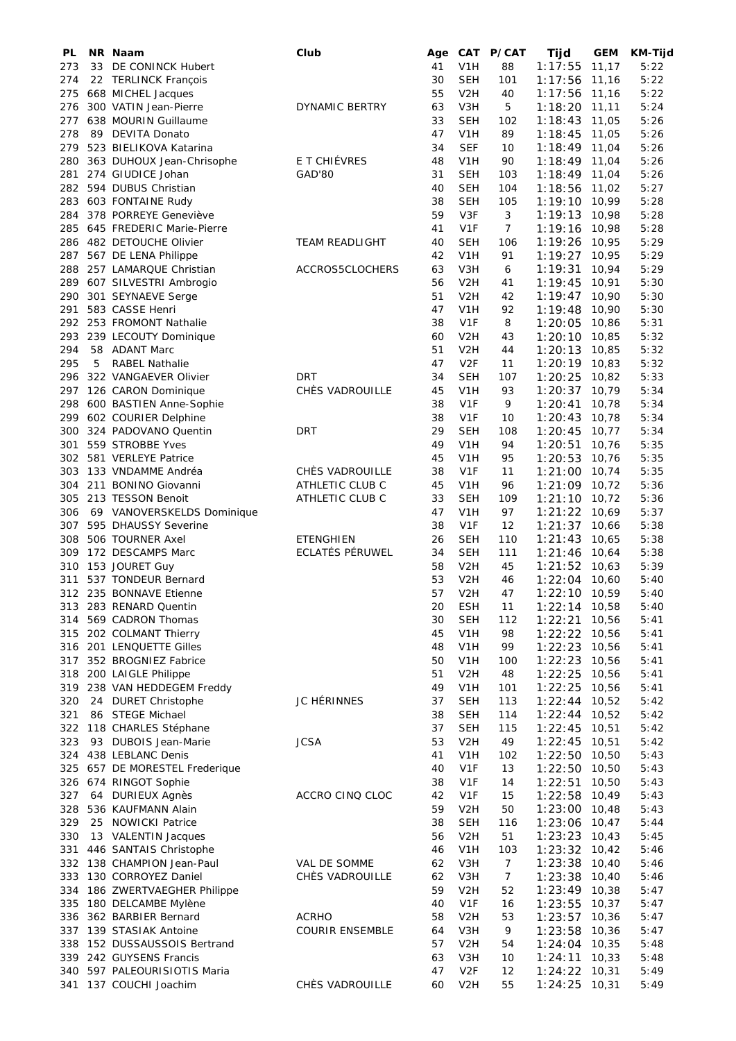| PL | NR | Naam | Club | Age | CAT | P/CAT | Tijd | GEM | KM-Tijd |
|---|---|---|---|---|---|---|---|---|---|
| 273 | 33 | DE CONINCK Hubert | | 41 | V1H | 88 | 1:17:55 | 11,17 | 5:22 |
| 274 | 22 | TERLINCK François | | 30 | SEH | 101 | 1:17:56 | 11,16 | 5:22 |
| 275 | 668 | MICHEL Jacques | | 55 | V2H | 40 | 1:17:56 | 11,16 | 5:22 |
| 276 | 300 | VATIN Jean-Pierre | DYNAMIC BERTRY | 63 | V3H | 5 | 1:18:20 | 11,11 | 5:24 |
| 277 | 638 | MOURIN Guillaume | | 33 | SEH | 102 | 1:18:43 | 11,05 | 5:26 |
| 278 | 89 | DEVITA Donato | | 47 | V1H | 89 | 1:18:45 | 11,05 | 5:26 |
| 279 | 523 | BIELIKOVA Katarina | | 34 | SEF | 10 | 1:18:49 | 11,04 | 5:26 |
| 280 | 363 | DUHOUX Jean-Chrisophe | E T CHIÈVRES | 48 | V1H | 90 | 1:18:49 | 11,04 | 5:26 |
| 281 | 274 | GIUDICE Johan | GAD'80 | 31 | SEH | 103 | 1:18:49 | 11,04 | 5:26 |
| 282 | 594 | DUBUS Christian | | 40 | SEH | 104 | 1:18:56 | 11,02 | 5:27 |
| 283 | 603 | FONTAINE Rudy | | 38 | SEH | 105 | 1:19:10 | 10,99 | 5:28 |
| 284 | 378 | PORREYE Geneviève | | 59 | V3F | 3 | 1:19:13 | 10,98 | 5:28 |
| 285 | 645 | FREDERIC Marie-Pierre | | 41 | V1F | 7 | 1:19:16 | 10,98 | 5:28 |
| 286 | 482 | DETOUCHE Olivier | TEAM READLIGHT | 40 | SEH | 106 | 1:19:26 | 10,95 | 5:29 |
| 287 | 567 | DE LENA Philippe | | 42 | V1H | 91 | 1:19:27 | 10,95 | 5:29 |
| 288 | 257 | LAMARQUE Christian | ACCROS5CLOCHERS | 63 | V3H | 6 | 1:19:31 | 10,94 | 5:29 |
| 289 | 607 | SILVESTRI Ambrogio | | 56 | V2H | 41 | 1:19:45 | 10,91 | 5:30 |
| 290 | 301 | SEYNAEVE Serge | | 51 | V2H | 42 | 1:19:47 | 10,90 | 5:30 |
| 291 | 583 | CASSE Henri | | 47 | V1H | 92 | 1:19:48 | 10,90 | 5:30 |
| 292 | 253 | FROMONT Nathalie | | 38 | V1F | 8 | 1:20:05 | 10,86 | 5:31 |
| 293 | 239 | LECOUTY Dominique | | 60 | V2H | 43 | 1:20:10 | 10,85 | 5:32 |
| 294 | 58 | ADANT Marc | | 51 | V2H | 44 | 1:20:13 | 10,85 | 5:32 |
| 295 | 5 | RABEL Nathalie | | 47 | V2F | 11 | 1:20:19 | 10,83 | 5:32 |
| 296 | 322 | VANGAEVER Olivier | DRT | 34 | SEH | 107 | 1:20:25 | 10,82 | 5:33 |
| 297 | 126 | CARON Dominique | CHÈS VADROUILLE | 45 | V1H | 93 | 1:20:37 | 10,79 | 5:34 |
| 298 | 600 | BASTIEN Anne-Sophie | | 38 | V1F | 9 | 1:20:41 | 10,78 | 5:34 |
| 299 | 602 | COURIER Delphine | | 38 | V1F | 10 | 1:20:43 | 10,78 | 5:34 |
| 300 | 324 | PADOVANO Quentin | DRT | 29 | SEH | 108 | 1:20:45 | 10,77 | 5:34 |
| 301 | 559 | STROBBE Yves | | 49 | V1H | 94 | 1:20:51 | 10,76 | 5:35 |
| 302 | 581 | VERLEYE Patrice | | 45 | V1H | 95 | 1:20:53 | 10,76 | 5:35 |
| 303 | 133 | VNDAMME Andréa | CHÈS VADROUILLE | 38 | V1F | 11 | 1:21:00 | 10,74 | 5:35 |
| 304 | 211 | BONINO Giovanni | ATHLETIC CLUB C | 45 | V1H | 96 | 1:21:09 | 10,72 | 5:36 |
| 305 | 213 | TESSON Benoit | ATHLETIC CLUB C | 33 | SEH | 109 | 1:21:10 | 10,72 | 5:36 |
| 306 | 69 | VANOVERSKELDS Dominique | | 47 | V1H | 97 | 1:21:22 | 10,69 | 5:37 |
| 307 | 595 | DHAUSSY Severine | | 38 | V1F | 12 | 1:21:37 | 10,66 | 5:38 |
| 308 | 506 | TOURNER Axel | ETENGHIEN | 26 | SEH | 110 | 1:21:43 | 10,65 | 5:38 |
| 309 | 172 | DESCAMPS Marc | ECLATÉS PÉRUWEL | 34 | SEH | 111 | 1:21:46 | 10,64 | 5:38 |
| 310 | 153 | JOURET Guy | | 58 | V2H | 45 | 1:21:52 | 10,63 | 5:39 |
| 311 | 537 | TONDEUR Bernard | | 53 | V2H | 46 | 1:22:04 | 10,60 | 5:40 |
| 312 | 235 | BONNAVE Etienne | | 57 | V2H | 47 | 1:22:10 | 10,59 | 5:40 |
| 313 | 283 | RENARD Quentin | | 20 | ESH | 11 | 1:22:14 | 10,58 | 5:40 |
| 314 | 569 | CADRON Thomas | | 30 | SEH | 112 | 1:22:21 | 10,56 | 5:41 |
| 315 | 202 | COLMANT Thierry | | 45 | V1H | 98 | 1:22:22 | 10,56 | 5:41 |
| 316 | 201 | LENQUETTE Gilles | | 48 | V1H | 99 | 1:22:23 | 10,56 | 5:41 |
| 317 | 352 | BROGNIEZ Fabrice | | 50 | V1H | 100 | 1:22:23 | 10,56 | 5:41 |
| 318 | 200 | LAIGLE Philippe | | 51 | V2H | 48 | 1:22:25 | 10,56 | 5:41 |
| 319 | 238 | VAN HEDDEGEM Freddy | | 49 | V1H | 101 | 1:22:25 | 10,56 | 5:41 |
| 320 | 24 | DURET Christophe | JC HÉRINNES | 37 | SEH | 113 | 1:22:44 | 10,52 | 5:42 |
| 321 | 86 | STEGE Michael | | 38 | SEH | 114 | 1:22:44 | 10,52 | 5:42 |
| 322 | 118 | CHARLES Stéphane | | 37 | SEH | 115 | 1:22:45 | 10,51 | 5:42 |
| 323 | 93 | DUBOIS Jean-Marie | JCSA | 53 | V2H | 49 | 1:22:45 | 10,51 | 5:42 |
| 324 | 438 | LEBLANC Denis | | 41 | V1H | 102 | 1:22:50 | 10,50 | 5:43 |
| 325 | 657 | DE MORESTEL Frederique | | 40 | V1F | 13 | 1:22:50 | 10,50 | 5:43 |
| 326 | 674 | RINGOT Sophie | | 38 | V1F | 14 | 1:22:51 | 10,50 | 5:43 |
| 327 | 64 | DURIEUX Agnès | ACCRO CINQ CLOC | 42 | V1F | 15 | 1:22:58 | 10,49 | 5:43 |
| 328 | 536 | KAUFMANN Alain | | 59 | V2H | 50 | 1:23:00 | 10,48 | 5:43 |
| 329 | 25 | NOWICKI Patrice | | 38 | SEH | 116 | 1:23:06 | 10,47 | 5:44 |
| 330 | 13 | VALENTIN Jacques | | 56 | V2H | 51 | 1:23:23 | 10,43 | 5:45 |
| 331 | 446 | SANTAIS Christophe | | 46 | V1H | 103 | 1:23:32 | 10,42 | 5:46 |
| 332 | 138 | CHAMPION Jean-Paul | VAL DE SOMME | 62 | V3H | 7 | 1:23:38 | 10,40 | 5:46 |
| 333 | 130 | CORROYEZ Daniel | CHÈS VADROUILLE | 62 | V3H | 7 | 1:23:38 | 10,40 | 5:46 |
| 334 | 186 | ZWERTVAEGHER Philippe | | 59 | V2H | 52 | 1:23:49 | 10,38 | 5:47 |
| 335 | 180 | DELCAMBE Mylène | | 40 | V1F | 16 | 1:23:55 | 10,37 | 5:47 |
| 336 | 362 | BARBIER Bernard | ACRHO | 58 | V2H | 53 | 1:23:57 | 10,36 | 5:47 |
| 337 | 139 | STASIAK Antoine | COURIR ENSEMBLE | 64 | V3H | 9 | 1:23:58 | 10,36 | 5:47 |
| 338 | 152 | DUSSAUSSOIS Bertrand | | 57 | V2H | 54 | 1:24:04 | 10,35 | 5:48 |
| 339 | 242 | GUYSENS Francis | | 63 | V3H | 10 | 1:24:11 | 10,33 | 5:48 |
| 340 | 597 | PALEOURISIOTIS Maria | | 47 | V2F | 12 | 1:24:22 | 10,31 | 5:49 |
| 341 | 137 | COUCHI Joachim | CHÈS VADROUILLE | 60 | V2H | 55 | 1:24:25 | 10,31 | 5:49 |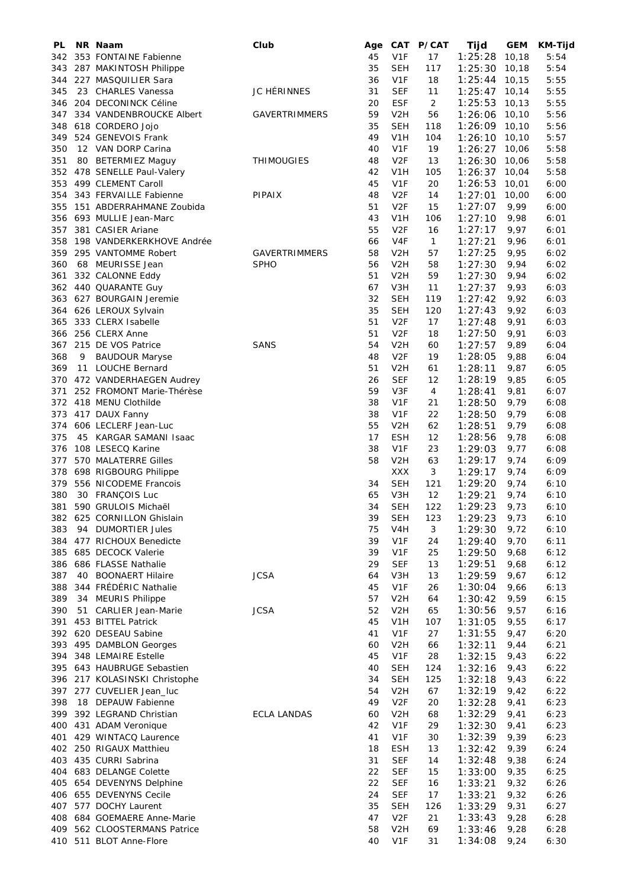| PL | NR | Naam | Club | Age | CAT | P/CAT | Tijd | GEM | KM-Tijd |
|---|---|---|---|---|---|---|---|---|---|
| 342 | 353 | FONTAINE Fabienne | | 45 | V1F | 17 | 1:25:28 | 10,18 | 5:54 |
| 343 | 287 | MAKINTOSH Philippe | | 35 | SEH | 117 | 1:25:30 | 10,18 | 5:54 |
| 344 | 227 | MASQUILIER Sara | | 36 | V1F | 18 | 1:25:44 | 10,15 | 5:55 |
| 345 | 23 | CHARLES Vanessa | JC HÉRINNES | 31 | SEF | 11 | 1:25:47 | 10,14 | 5:55 |
| 346 | 204 | DECONINCK Céline | | 20 | ESF | 2 | 1:25:53 | 10,13 | 5:55 |
| 347 | 334 | VANDENBROUCKE Albert | GAVERTRIMMERS | 59 | V2H | 56 | 1:26:06 | 10,10 | 5:56 |
| 348 | 618 | CORDERO Jojo | | 35 | SEH | 118 | 1:26:09 | 10,10 | 5:56 |
| 349 | 524 | GENEVOIS Frank | | 49 | V1H | 104 | 1:26:10 | 10,10 | 5:57 |
| 350 | 12 | VAN DORP Carina | | 40 | V1F | 19 | 1:26:27 | 10,06 | 5:58 |
| 351 | 80 | BETERMIEZ Maguy | THIMOUGIES | 48 | V2F | 13 | 1:26:30 | 10,06 | 5:58 |
| 352 | 478 | SENELLE Paul-Valery | | 42 | V1H | 105 | 1:26:37 | 10,04 | 5:58 |
| 353 | 499 | CLEMENT Caroll | | 45 | V1F | 20 | 1:26:53 | 10,01 | 6:00 |
| 354 | 343 | FERVAILLE Fabienne | PIPAIX | 48 | V2F | 14 | 1:27:01 | 10,00 | 6:00 |
| 355 | 151 | ABDERRAHMANE Zoubida | | 51 | V2F | 15 | 1:27:07 | 9,99 | 6:00 |
| 356 | 693 | MULLIE Jean-Marc | | 43 | V1H | 106 | 1:27:10 | 9,98 | 6:01 |
| 357 | 381 | CASIER Ariane | | 55 | V2F | 16 | 1:27:17 | 9,97 | 6:01 |
| 358 | 198 | VANDERKERKHOVE Andrée | | 66 | V4F | 1 | 1:27:21 | 9,96 | 6:01 |
| 359 | 295 | VANTOMME Robert | GAVERTRIMMERS | 58 | V2H | 57 | 1:27:25 | 9,95 | 6:02 |
| 360 | 68 | MEURISSE Jean | SPHO | 56 | V2H | 58 | 1:27:30 | 9,94 | 6:02 |
| 361 | 332 | CALONNE Eddy | | 51 | V2H | 59 | 1:27:30 | 9,94 | 6:02 |
| 362 | 440 | QUARANTE Guy | | 67 | V3H | 11 | 1:27:37 | 9,93 | 6:03 |
| 363 | 627 | BOURGAIN Jeremie | | 32 | SEH | 119 | 1:27:42 | 9,92 | 6:03 |
| 364 | 626 | LEROUX Sylvain | | 35 | SEH | 120 | 1:27:43 | 9,92 | 6:03 |
| 365 | 333 | CLERX Isabelle | | 51 | V2F | 17 | 1:27:48 | 9,91 | 6:03 |
| 366 | 256 | CLERX Anne | | 51 | V2F | 18 | 1:27:50 | 9,91 | 6:03 |
| 367 | 215 | DE VOS Patrice | SANS | 54 | V2H | 60 | 1:27:57 | 9,89 | 6:04 |
| 368 | 9 | BAUDOUR Maryse | | 48 | V2F | 19 | 1:28:05 | 9,88 | 6:04 |
| 369 | 11 | LOUCHE Bernard | | 51 | V2H | 61 | 1:28:11 | 9,87 | 6:05 |
| 370 | 472 | VANDERHAEGEN Audrey | | 26 | SEF | 12 | 1:28:19 | 9,85 | 6:05 |
| 371 | 252 | FROMONT Marie-Thérèse | | 59 | V3F | 4 | 1:28:41 | 9,81 | 6:07 |
| 372 | 418 | MENU Clothilde | | 38 | V1F | 21 | 1:28:50 | 9,79 | 6:08 |
| 373 | 417 | DAUX Fanny | | 38 | V1F | 22 | 1:28:50 | 9,79 | 6:08 |
| 374 | 606 | LECLERF Jean-Luc | | 55 | V2H | 62 | 1:28:51 | 9,79 | 6:08 |
| 375 | 45 | KARGAR SAMANI Isaac | | 17 | ESH | 12 | 1:28:56 | 9,78 | 6:08 |
| 376 | 108 | LESECQ Karine | | 38 | V1F | 23 | 1:29:03 | 9,77 | 6:08 |
| 377 | 570 | MALATERRE Gilles | | 58 | V2H | 63 | 1:29:17 | 9,74 | 6:09 |
| 378 | 698 | RIGBOURG Philippe | | | XXX | 3 | 1:29:17 | 9,74 | 6:09 |
| 379 | 556 | NICODEME Francois | | 34 | SEH | 121 | 1:29:20 | 9,74 | 6:10 |
| 380 | 30 | FRANÇOIS Luc | | 65 | V3H | 12 | 1:29:21 | 9,74 | 6:10 |
| 381 | 590 | GRULOIS Michaël | | 34 | SEH | 122 | 1:29:23 | 9,73 | 6:10 |
| 382 | 625 | CORNILLON Ghislain | | 39 | SEH | 123 | 1:29:23 | 9,73 | 6:10 |
| 383 | 94 | DUMORTIER Jules | | 75 | V4H | 3 | 1:29:30 | 9,72 | 6:10 |
| 384 | 477 | RICHOUX Benedicte | | 39 | V1F | 24 | 1:29:40 | 9,70 | 6:11 |
| 385 | 685 | DECOCK Valerie | | 39 | V1F | 25 | 1:29:50 | 9,68 | 6:12 |
| 386 | 686 | FLASSE Nathalie | | 29 | SEF | 13 | 1:29:51 | 9,68 | 6:12 |
| 387 | 40 | BOONAERT Hilaire | JCSA | 64 | V3H | 13 | 1:29:59 | 9,67 | 6:12 |
| 388 | 344 | FRÉDÉRIC Nathalie | | 45 | V1F | 26 | 1:30:04 | 9,66 | 6:13 |
| 389 | 34 | MEURIS Philippe | | 57 | V2H | 64 | 1:30:42 | 9,59 | 6:15 |
| 390 | 51 | CARLIER Jean-Marie | JCSA | 52 | V2H | 65 | 1:30:56 | 9,57 | 6:16 |
| 391 | 453 | BITTEL Patrick | | 45 | V1H | 107 | 1:31:05 | 9,55 | 6:17 |
| 392 | 620 | DESEAU Sabine | | 41 | V1F | 27 | 1:31:55 | 9,47 | 6:20 |
| 393 | 495 | DAMBLON Georges | | 60 | V2H | 66 | 1:32:11 | 9,44 | 6:21 |
| 394 | 348 | LEMAIRE Estelle | | 45 | V1F | 28 | 1:32:15 | 9,43 | 6:22 |
| 395 | 643 | HAUBRUGE Sebastien | | 40 | SEH | 124 | 1:32:16 | 9,43 | 6:22 |
| 396 | 217 | KOLASINSKI Christophe | | 34 | SEH | 125 | 1:32:18 | 9,43 | 6:22 |
| 397 | 277 | CUVELIER Jean_luc | | 54 | V2H | 67 | 1:32:19 | 9,42 | 6:22 |
| 398 | 18 | DEPAUW Fabienne | | 49 | V2F | 20 | 1:32:28 | 9,41 | 6:23 |
| 399 | 392 | LEGRAND Christian | ECLA LANDAS | 60 | V2H | 68 | 1:32:29 | 9,41 | 6:23 |
| 400 | 431 | ADAM Veronique | | 42 | V1F | 29 | 1:32:30 | 9,41 | 6:23 |
| 401 | 429 | WINTACQ Laurence | | 41 | V1F | 30 | 1:32:39 | 9,39 | 6:23 |
| 402 | 250 | RIGAUX Matthieu | | 18 | ESH | 13 | 1:32:42 | 9,39 | 6:24 |
| 403 | 435 | CURRI Sabrina | | 31 | SEF | 14 | 1:32:48 | 9,38 | 6:24 |
| 404 | 683 | DELANGE Colette | | 22 | SEF | 15 | 1:33:00 | 9,35 | 6:25 |
| 405 | 654 | DEVENYNS Delphine | | 22 | SEF | 16 | 1:33:21 | 9,32 | 6:26 |
| 406 | 655 | DEVENYNS Cecile | | 24 | SEF | 17 | 1:33:21 | 9,32 | 6:26 |
| 407 | 577 | DOCHY Laurent | | 35 | SEH | 126 | 1:33:29 | 9,31 | 6:27 |
| 408 | 684 | GOEMAERE Anne-Marie | | 47 | V2F | 21 | 1:33:43 | 9,28 | 6:28 |
| 409 | 562 | CLOOSTERMANS Patrice | | 58 | V2H | 69 | 1:33:46 | 9,28 | 6:28 |
| 410 | 511 | BLOT Anne-Flore | | 40 | V1F | 31 | 1:34:08 | 9,24 | 6:30 |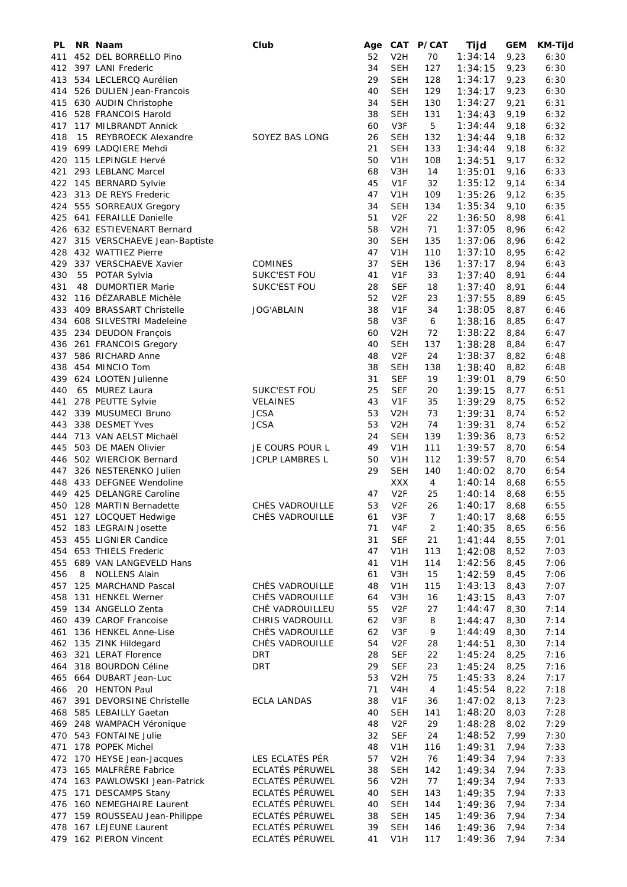| PL | NR | Naam | Club | Age | CAT | P/CAT | Tijd | GEM | KM-Tijd |
|---|---|---|---|---|---|---|---|---|---|
| 411 | 452 | DEL BORRELLO Pino | | 52 | V2H | 70 | 1:34:14 | 9,23 | 6:30 |
| 412 | 397 | LANI Frederic | | 34 | SEH | 127 | 1:34:15 | 9,23 | 6:30 |
| 413 | 534 | LECLERCQ Aurélien | | 29 | SEH | 128 | 1:34:17 | 9,23 | 6:30 |
| 414 | 526 | DULIEN Jean-Francois | | 40 | SEH | 129 | 1:34:17 | 9,23 | 6:30 |
| 415 | 630 | AUDIN Christophe | | 34 | SEH | 130 | 1:34:27 | 9,21 | 6:31 |
| 416 | 528 | FRANCOIS Harold | | 38 | SEH | 131 | 1:34:43 | 9,19 | 6:32 |
| 417 | 117 | MILBRANDT Annick | | 60 | V3F | 5 | 1:34:44 | 9,18 | 6:32 |
| 418 | 15 | REYBROECK Alexandre | SOYEZ BAS LONG | 26 | SEH | 132 | 1:34:44 | 9,18 | 6:32 |
| 419 | 699 | LADQIERE Mehdi | | 21 | SEH | 133 | 1:34:44 | 9,18 | 6:32 |
| 420 | 115 | LEPINGLE Hervé | | 50 | V1H | 108 | 1:34:51 | 9,17 | 6:32 |
| 421 | 293 | LEBLANC Marcel | | 68 | V3H | 14 | 1:35:01 | 9,16 | 6:33 |
| 422 | 145 | BERNARD Sylvie | | 45 | V1F | 32 | 1:35:12 | 9,14 | 6:34 |
| 423 | 313 | DE REYS Frederic | | 47 | V1H | 109 | 1:35:26 | 9,12 | 6:35 |
| 424 | 555 | SORREAUX Gregory | | 34 | SEH | 134 | 1:35:34 | 9,10 | 6:35 |
| 425 | 641 | FERAILLE Danielle | | 51 | V2F | 22 | 1:36:50 | 8,98 | 6:41 |
| 426 | 632 | ESTIEVENART Bernard | | 58 | V2H | 71 | 1:37:05 | 8,96 | 6:42 |
| 427 | 315 | VERSCHAEVE Jean-Baptiste | | 30 | SEH | 135 | 1:37:06 | 8,96 | 6:42 |
| 428 | 432 | WATTIEZ Pierre | | 47 | V1H | 110 | 1:37:10 | 8,95 | 6:42 |
| 429 | 337 | VERSCHAEVE Xavier | COMINES | 37 | SEH | 136 | 1:37:17 | 8,94 | 6:43 |
| 430 | 55 | POTAR Sylvia | SUKC'EST FOU | 41 | V1F | 33 | 1:37:40 | 8,91 | 6:44 |
| 431 | 48 | DUMORTIER Marie | SUKC'EST FOU | 28 | SEF | 18 | 1:37:40 | 8,91 | 6:44 |
| 432 | 116 | DÉZARABLE Michèle | | 52 | V2F | 23 | 1:37:55 | 8,89 | 6:45 |
| 433 | 409 | BRASSART Christelle | JOG'ABLAIN | 38 | V1F | 34 | 1:38:05 | 8,87 | 6:46 |
| 434 | 608 | SILVESTRI Madeleine | | 58 | V3F | 6 | 1:38:16 | 8,85 | 6:47 |
| 435 | 234 | DEUDON François | | 60 | V2H | 72 | 1:38:22 | 8,84 | 6:47 |
| 436 | 261 | FRANCOIS Gregory | | 40 | SEH | 137 | 1:38:28 | 8,84 | 6:47 |
| 437 | 586 | RICHARD Anne | | 48 | V2F | 24 | 1:38:37 | 8,82 | 6:48 |
| 438 | 454 | MINCIO Tom | | 38 | SEH | 138 | 1:38:40 | 8,82 | 6:48 |
| 439 | 624 | LOOTEN Julienne | | 31 | SEF | 19 | 1:39:01 | 8,79 | 6:50 |
| 440 | 65 | MUREZ Laura | SUKC'EST FOU | 25 | SEF | 20 | 1:39:15 | 8,77 | 6:51 |
| 441 | 278 | PEUTTE Sylvie | VELAINES | 43 | V1F | 35 | 1:39:29 | 8,75 | 6:52 |
| 442 | 339 | MUSUMECI Bruno | JCSA | 53 | V2H | 73 | 1:39:31 | 8,74 | 6:52 |
| 443 | 338 | DESMET Yves | JCSA | 53 | V2H | 74 | 1:39:31 | 8,74 | 6:52 |
| 444 | 713 | VAN AELST Michaël | | 24 | SEH | 139 | 1:39:36 | 8,73 | 6:52 |
| 445 | 503 | DE MAEN Olivier | JE COURS POUR L | 49 | V1H | 111 | 1:39:57 | 8,70 | 6:54 |
| 446 | 502 | WIERCIOK Bernard | JCPLP LAMBRES L | 50 | V1H | 112 | 1:39:57 | 8,70 | 6:54 |
| 447 | 326 | NESTERENKO Julien | | 29 | SEH | 140 | 1:40:02 | 8,70 | 6:54 |
| 448 | 433 | DEFGNEE Wendoline | | | XXX | 4 | 1:40:14 | 8,68 | 6:55 |
| 449 | 425 | DELANGRE Caroline | | 47 | V2F | 25 | 1:40:14 | 8,68 | 6:55 |
| 450 | 128 | MARTIN Bernadette | CHÈS VADROUILLE | 53 | V2F | 26 | 1:40:17 | 8,68 | 6:55 |
| 451 | 127 | LOCQUET Hedwige | CHÈS VADROUILLE | 61 | V3F | 7 | 1:40:17 | 8,68 | 6:55 |
| 452 | 183 | LEGRAIN Josette | | 71 | V4F | 2 | 1:40:35 | 8,65 | 6:56 |
| 453 | 455 | LIGNIER Candice | | 31 | SEF | 21 | 1:41:44 | 8,55 | 7:01 |
| 454 | 653 | THIELS Frederic | | 47 | V1H | 113 | 1:42:08 | 8,52 | 7:03 |
| 455 | 689 | VAN LANGEVELD Hans | | 41 | V1H | 114 | 1:42:56 | 8,45 | 7:06 |
| 456 | 8 | NOLLENS Alain | | 61 | V3H | 15 | 1:42:59 | 8,45 | 7:06 |
| 457 | 125 | MARCHAND Pascal | CHÈS VADROUILLE | 48 | V1H | 115 | 1:43:13 | 8,43 | 7:07 |
| 458 | 131 | HENKEL Werner | CHÈS VADROUILLE | 64 | V3H | 16 | 1:43:15 | 8,43 | 7:07 |
| 459 | 134 | ANGELLO Zenta | CHÈ VADROUILLEU | 55 | V2F | 27 | 1:44:47 | 8,30 | 7:14 |
| 460 | 439 | CAROF Francoise | CHRIS VADROUILL | 62 | V3F | 8 | 1:44:47 | 8,30 | 7:14 |
| 461 | 136 | HENKEL Anne-Lise | CHÈS VADROUILLE | 62 | V3F | 9 | 1:44:49 | 8,30 | 7:14 |
| 462 | 135 | ZINK Hildegard | CHÉS VADROUILLE | 54 | V2F | 28 | 1:44:51 | 8,30 | 7:14 |
| 463 | 321 | LERAT Florence | DRT | 28 | SEF | 22 | 1:45:24 | 8,25 | 7:16 |
| 464 | 318 | BOURDON Céline | DRT | 29 | SEF | 23 | 1:45:24 | 8,25 | 7:16 |
| 465 | 664 | DUBART Jean-Luc | | 53 | V2H | 75 | 1:45:33 | 8,24 | 7:17 |
| 466 | 20 | HENTON Paul | | 71 | V4H | 4 | 1:45:54 | 8,22 | 7:18 |
| 467 | 391 | DEVORSINE Christelle | ECLA LANDAS | 38 | V1F | 36 | 1:47:02 | 8,13 | 7:23 |
| 468 | 585 | LEBAILLY Gaetan | | 40 | SEH | 141 | 1:48:20 | 8,03 | 7:28 |
| 469 | 248 | WAMPACH Véronique | | 48 | V2F | 29 | 1:48:28 | 8,02 | 7:29 |
| 470 | 543 | FONTAINE Julie | | 32 | SEF | 24 | 1:48:52 | 7,99 | 7:30 |
| 471 | 178 | POPEK Michel | | 48 | V1H | 116 | 1:49:31 | 7,94 | 7:33 |
| 472 | 170 | HEYSE Jean-Jacques | LES ECLATÉS PÉR | 57 | V2H | 76 | 1:49:34 | 7,94 | 7:33 |
| 473 | 165 | MALFRÈRE Fabrice | ECLATÉS PÉRUWEL | 38 | SEH | 142 | 1:49:34 | 7,94 | 7:33 |
| 474 | 163 | PAWLOWSKI Jean-Patrick | ECLATÉS PÉRUWEL | 56 | V2H | 77 | 1:49:34 | 7,94 | 7:33 |
| 475 | 171 | DESCAMPS Stany | ECLATÉS PÉRUWEL | 40 | SEH | 143 | 1:49:35 | 7,94 | 7:33 |
| 476 | 160 | NEMEGHAIRE Laurent | ECLATÉS PÉRUWEL | 40 | SEH | 144 | 1:49:36 | 7,94 | 7:34 |
| 477 | 159 | ROUSSEAU Jean-Philippe | ECLATÉS PÉRUWEL | 38 | SEH | 145 | 1:49:36 | 7,94 | 7:34 |
| 478 | 167 | LEJEUNE Laurent | ECLATÉS PÉRUWEL | 39 | SEH | 146 | 1:49:36 | 7,94 | 7:34 |
| 479 | 162 | PIERON Vincent | ECLATÉS PÉRUWEL | 41 | V1H | 117 | 1:49:36 | 7,94 | 7:34 |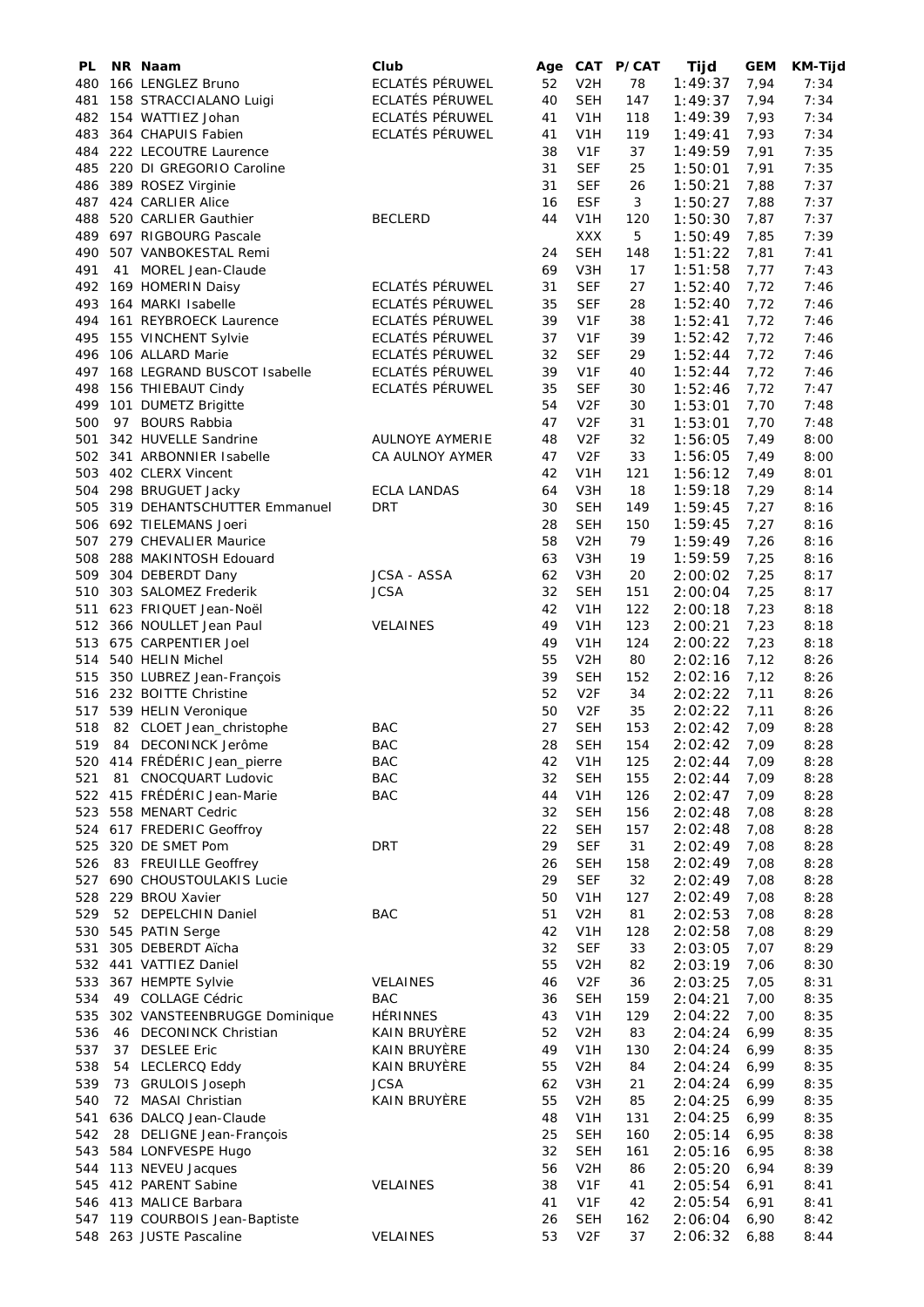| PL | NR | Naam | Club | Age | CAT | P/CAT | Tijd | GEM | KM-Tijd |
|---|---|---|---|---|---|---|---|---|---|
| 480 | 166 | LENGLEZ Bruno | ECLATÉS PÉRUWEL | 52 | V2H | 78 | 1:49:37 | 7,94 | 7:34 |
| 481 | 158 | STRACCIALANO Luigi | ECLATÉS PÉRUWEL | 40 | SEH | 147 | 1:49:37 | 7,94 | 7:34 |
| 482 | 154 | WATTIEZ Johan | ECLATÉS PÉRUWEL | 41 | V1H | 118 | 1:49:39 | 7,93 | 7:34 |
| 483 | 364 | CHAPUIS Fabien | ECLATÉS PÉRUWEL | 41 | V1H | 119 | 1:49:41 | 7,93 | 7:34 |
| 484 | 222 | LECOUTRE Laurence | | 38 | V1F | 37 | 1:49:59 | 7,91 | 7:35 |
| 485 | 220 | DI GREGORIO Caroline | | 31 | SEF | 25 | 1:50:01 | 7,91 | 7:35 |
| 486 | 389 | ROSEZ Virginie | | 31 | SEF | 26 | 1:50:21 | 7,88 | 7:37 |
| 487 | 424 | CARLIER Alice | | 16 | ESF | 3 | 1:50:27 | 7,88 | 7:37 |
| 488 | 520 | CARLIER Gauthier | BECLERD | 44 | V1H | 120 | 1:50:30 | 7,87 | 7:37 |
| 489 | 697 | RIGBOURG Pascale | | | XXX | 5 | 1:50:49 | 7,85 | 7:39 |
| 490 | 507 | VANBOKESTAL Remi | | 24 | SEH | 148 | 1:51:22 | 7,81 | 7:41 |
| 491 | 41 | MOREL Jean-Claude | | 69 | V3H | 17 | 1:51:58 | 7,77 | 7:43 |
| 492 | 169 | HOMERIN Daisy | ECLATÉS PÉRUWEL | 31 | SEF | 27 | 1:52:40 | 7,72 | 7:46 |
| 493 | 164 | MARKI Isabelle | ECLATÉS PÉRUWEL | 35 | SEF | 28 | 1:52:40 | 7,72 | 7:46 |
| 494 | 161 | REYBROECK Laurence | ECLATÉS PÉRUWEL | 39 | V1F | 38 | 1:52:41 | 7,72 | 7:46 |
| 495 | 155 | VINCHENT Sylvie | ECLATÉS PÉRUWEL | 37 | V1F | 39 | 1:52:42 | 7,72 | 7:46 |
| 496 | 106 | ALLARD Marie | ECLATÉS PÉRUWEL | 32 | SEF | 29 | 1:52:44 | 7,72 | 7:46 |
| 497 | 168 | LEGRAND BUSCOT Isabelle | ECLATÉS PÉRUWEL | 39 | V1F | 40 | 1:52:44 | 7,72 | 7:46 |
| 498 | 156 | THIEBAUT Cindy | ECLATÉS PÉRUWEL | 35 | SEF | 30 | 1:52:46 | 7,72 | 7:47 |
| 499 | 101 | DUMETZ Brigitte | | 54 | V2F | 30 | 1:53:01 | 7,70 | 7:48 |
| 500 | 97 | BOURS Rabbia | | 47 | V2F | 31 | 1:53:01 | 7,70 | 7:48 |
| 501 | 342 | HUVELLE Sandrine | AULNOYE AYMERIE | 48 | V2F | 32 | 1:56:05 | 7,49 | 8:00 |
| 502 | 341 | ARBONNIER Isabelle | CA AULNOY AYMER | 47 | V2F | 33 | 1:56:05 | 7,49 | 8:00 |
| 503 | 402 | CLERX Vincent | | 42 | V1H | 121 | 1:56:12 | 7,49 | 8:01 |
| 504 | 298 | BRUGUET Jacky | ECLA LANDAS | 64 | V3H | 18 | 1:59:18 | 7,29 | 8:14 |
| 505 | 319 | DEHANTSCHUTTER Emmanuel | DRT | 30 | SEH | 149 | 1:59:45 | 7,27 | 8:16 |
| 506 | 692 | TIELEMANS Joeri | | 28 | SEH | 150 | 1:59:45 | 7,27 | 8:16 |
| 507 | 279 | CHEVALIER Maurice | | 58 | V2H | 79 | 1:59:49 | 7,26 | 8:16 |
| 508 | 288 | MAKINTOSH Edouard | | 63 | V3H | 19 | 1:59:59 | 7,25 | 8:16 |
| 509 | 304 | DEBERDT Dany | JCSA - ASSA | 62 | V3H | 20 | 2:00:02 | 7,25 | 8:17 |
| 510 | 303 | SALOMEZ Frederik | JCSA | 32 | SEH | 151 | 2:00:04 | 7,25 | 8:17 |
| 511 | 623 | FRIQUET Jean-Noël | | 42 | V1H | 122 | 2:00:18 | 7,23 | 8:18 |
| 512 | 366 | NOULLET Jean Paul | VELAINES | 49 | V1H | 123 | 2:00:21 | 7,23 | 8:18 |
| 513 | 675 | CARPENTIER Joel | | 49 | V1H | 124 | 2:00:22 | 7,23 | 8:18 |
| 514 | 540 | HELIN Michel | | 55 | V2H | 80 | 2:02:16 | 7,12 | 8:26 |
| 515 | 350 | LUBREZ Jean-François | | 39 | SEH | 152 | 2:02:16 | 7,12 | 8:26 |
| 516 | 232 | BOITTE Christine | | 52 | V2F | 34 | 2:02:22 | 7,11 | 8:26 |
| 517 | 539 | HELIN Veronique | | 50 | V2F | 35 | 2:02:22 | 7,11 | 8:26 |
| 518 | 82 | CLOET Jean_christophe | BAC | 27 | SEH | 153 | 2:02:42 | 7,09 | 8:28 |
| 519 | 84 | DECONINCK Jerôme | BAC | 28 | SEH | 154 | 2:02:42 | 7,09 | 8:28 |
| 520 | 414 | FRÉDÉRIC Jean_pierre | BAC | 42 | V1H | 125 | 2:02:44 | 7,09 | 8:28 |
| 521 | 81 | CNOCQUART Ludovic | BAC | 32 | SEH | 155 | 2:02:44 | 7,09 | 8:28 |
| 522 | 415 | FRÉDÉRIC Jean-Marie | BAC | 44 | V1H | 126 | 2:02:47 | 7,09 | 8:28 |
| 523 | 558 | MENART Cedric | | 32 | SEH | 156 | 2:02:48 | 7,08 | 8:28 |
| 524 | 617 | FREDERIC Geoffroy | | 22 | SEH | 157 | 2:02:48 | 7,08 | 8:28 |
| 525 | 320 | DE SMET Pom | DRT | 29 | SEF | 31 | 2:02:49 | 7,08 | 8:28 |
| 526 | 83 | FREUILLE Geoffrey | | 26 | SEH | 158 | 2:02:49 | 7,08 | 8:28 |
| 527 | 690 | CHOUSTOULAKIS Lucie | | 29 | SEF | 32 | 2:02:49 | 7,08 | 8:28 |
| 528 | 229 | BROU Xavier | | 50 | V1H | 127 | 2:02:49 | 7,08 | 8:28 |
| 529 | 52 | DEPELCHIN Daniel | BAC | 51 | V2H | 81 | 2:02:53 | 7,08 | 8:28 |
| 530 | 545 | PATIN Serge | | 42 | V1H | 128 | 2:02:58 | 7,08 | 8:29 |
| 531 | 305 | DEBERDT Aïcha | | 32 | SEF | 33 | 2:03:05 | 7,07 | 8:29 |
| 532 | 441 | VATTIEZ Daniel | | 55 | V2H | 82 | 2:03:19 | 7,06 | 8:30 |
| 533 | 367 | HEMPTE Sylvie | VELAINES | 46 | V2F | 36 | 2:03:25 | 7,05 | 8:31 |
| 534 | 49 | COLLAGE Cédric | BAC | 36 | SEH | 159 | 2:04:21 | 7,00 | 8:35 |
| 535 | 302 | VANSTEENBRUGGE Dominique | HÉRINNES | 43 | V1H | 129 | 2:04:22 | 7,00 | 8:35 |
| 536 | 46 | DECONINCK Christian | KAIN BRUYÈRE | 52 | V2H | 83 | 2:04:24 | 6,99 | 8:35 |
| 537 | 37 | DESLEE Eric | KAIN BRUYÈRE | 49 | V1H | 130 | 2:04:24 | 6,99 | 8:35 |
| 538 | 54 | LECLERCQ Eddy | KAIN BRUYÈRE | 55 | V2H | 84 | 2:04:24 | 6,99 | 8:35 |
| 539 | 73 | GRULOIS Joseph | JCSA | 62 | V3H | 21 | 2:04:24 | 6,99 | 8:35 |
| 540 | 72 | MASAI Christian | KAIN BRUYÈRE | 55 | V2H | 85 | 2:04:25 | 6,99 | 8:35 |
| 541 | 636 | DALCQ Jean-Claude | | 48 | V1H | 131 | 2:04:25 | 6,99 | 8:35 |
| 542 | 28 | DELIGNE Jean-François | | 25 | SEH | 160 | 2:05:14 | 6,95 | 8:38 |
| 543 | 584 | LONFVESPE Hugo | | 32 | SEH | 161 | 2:05:16 | 6,95 | 8:38 |
| 544 | 113 | NEVEU Jacques | | 56 | V2H | 86 | 2:05:20 | 6,94 | 8:39 |
| 545 | 412 | PARENT Sabine | VELAINES | 38 | V1F | 41 | 2:05:54 | 6,91 | 8:41 |
| 546 | 413 | MALICE Barbara | | 41 | V1F | 42 | 2:05:54 | 6,91 | 8:41 |
| 547 | 119 | COURBOIS Jean-Baptiste | | 26 | SEH | 162 | 2:06:04 | 6,90 | 8:42 |
| 548 | 263 | JUSTE Pascaline | VELAINES | 53 | V2F | 37 | 2:06:32 | 6,88 | 8:44 |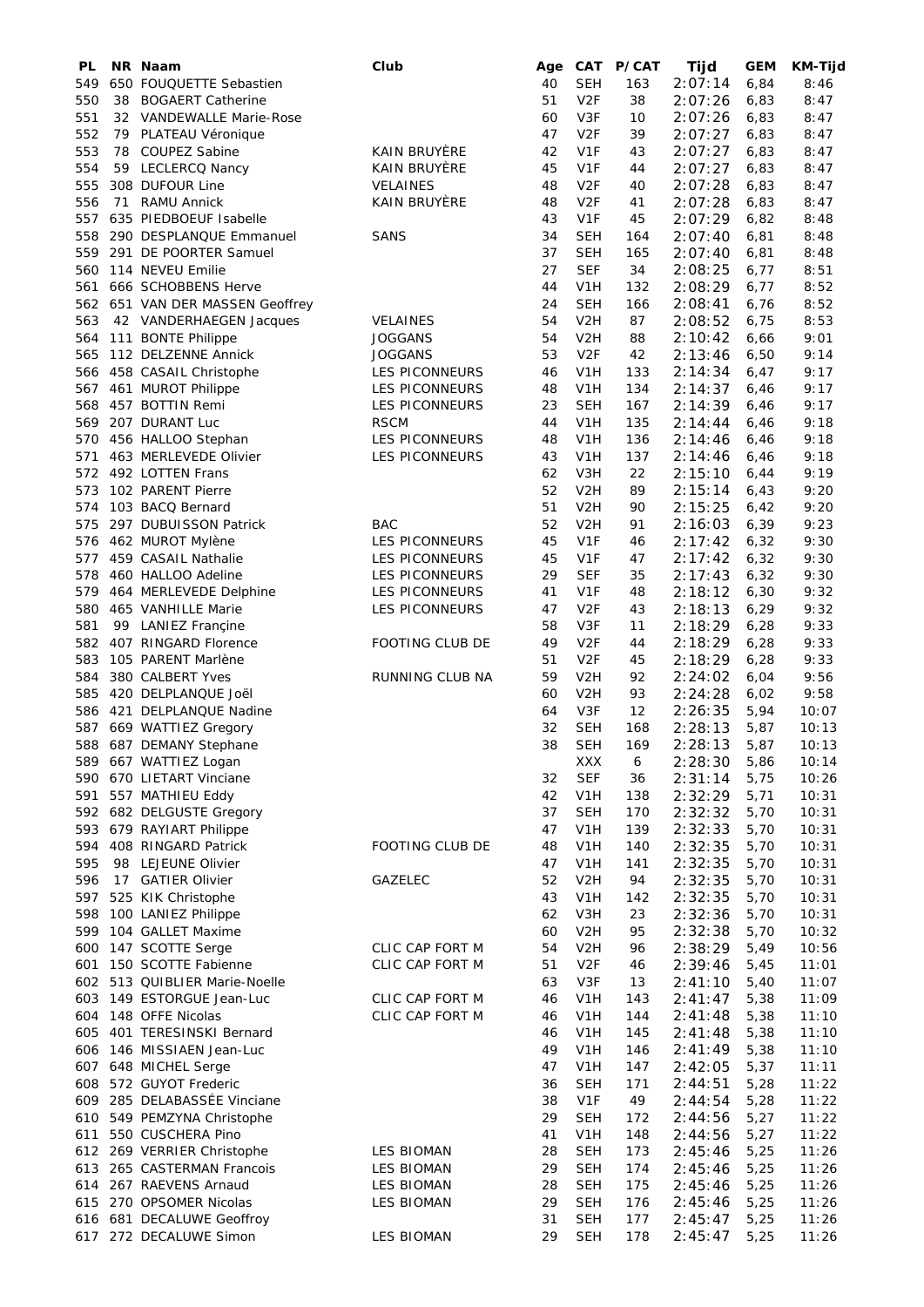| PL | NR | Naam | Club | Age | CAT | P/CAT | Tijd | GEM | KM-Tijd |
|---|---|---|---|---|---|---|---|---|---|
| 549 | 650 | FOUQUETTE Sebastien | | 40 | SEH | 163 | 2:07:14 | 6,84 | 8:46 |
| 550 | 38 | BOGAERT Catherine | | 51 | V2F | 38 | 2:07:26 | 6,83 | 8:47 |
| 551 | 32 | VANDEWALLE Marie-Rose | | 60 | V3F | 10 | 2:07:26 | 6,83 | 8:47 |
| 552 | 79 | PLATEAU Véronique | | 47 | V2F | 39 | 2:07:27 | 6,83 | 8:47 |
| 553 | 78 | COUPEZ Sabine | KAIN BRUYÈRE | 42 | V1F | 43 | 2:07:27 | 6,83 | 8:47 |
| 554 | 59 | LECLERCQ Nancy | KAIN BRUYÈRE | 45 | V1F | 44 | 2:07:27 | 6,83 | 8:47 |
| 555 | 308 | DUFOUR Line | VELAINES | 48 | V2F | 40 | 2:07:28 | 6,83 | 8:47 |
| 556 | 71 | RAMU Annick | KAIN BRUYÈRE | 48 | V2F | 41 | 2:07:28 | 6,83 | 8:47 |
| 557 | 635 | PIEDBOEUF Isabelle | | 43 | V1F | 45 | 2:07:29 | 6,82 | 8:48 |
| 558 | 290 | DESPLANQUE Emmanuel | SANS | 34 | SEH | 164 | 2:07:40 | 6,81 | 8:48 |
| 559 | 291 | DE POORTER Samuel | | 37 | SEH | 165 | 2:07:40 | 6,81 | 8:48 |
| 560 | 114 | NEVEU Emilie | | 27 | SEF | 34 | 2:08:25 | 6,77 | 8:51 |
| 561 | 666 | SCHOBBENS Herve | | 44 | V1H | 132 | 2:08:29 | 6,77 | 8:52 |
| 562 | 651 | VAN DER MASSEN Geoffrey | | 24 | SEH | 166 | 2:08:41 | 6,76 | 8:52 |
| 563 | 42 | VANDERHAEGEN Jacques | VELAINES | 54 | V2H | 87 | 2:08:52 | 6,75 | 8:53 |
| 564 | 111 | BONTE Philippe | JOGGANS | 54 | V2H | 88 | 2:10:42 | 6,66 | 9:01 |
| 565 | 112 | DELZENNE Annick | JOGGANS | 53 | V2F | 42 | 2:13:46 | 6,50 | 9:14 |
| 566 | 458 | CASAIL Christophe | LES PICONNEURS | 46 | V1H | 133 | 2:14:34 | 6,47 | 9:17 |
| 567 | 461 | MUROT Philippe | LES PICONNEURS | 48 | V1H | 134 | 2:14:37 | 6,46 | 9:17 |
| 568 | 457 | BOTTIN Remi | LES PICONNEURS | 23 | SEH | 167 | 2:14:39 | 6,46 | 9:17 |
| 569 | 207 | DURANT Luc | RSCM | 44 | V1H | 135 | 2:14:44 | 6,46 | 9:18 |
| 570 | 456 | HALLOO Stephan | LES PICONNEURS | 48 | V1H | 136 | 2:14:46 | 6,46 | 9:18 |
| 571 | 463 | MERLEVEDE Olivier | LES PICONNEURS | 43 | V1H | 137 | 2:14:46 | 6,46 | 9:18 |
| 572 | 492 | LOTTEN Frans | | 62 | V3H | 22 | 2:15:10 | 6,44 | 9:19 |
| 573 | 102 | PARENT Pierre | | 52 | V2H | 89 | 2:15:14 | 6,43 | 9:20 |
| 574 | 103 | BACQ Bernard | | 51 | V2H | 90 | 2:15:25 | 6,42 | 9:20 |
| 575 | 297 | DUBUISSON Patrick | BAC | 52 | V2H | 91 | 2:16:03 | 6,39 | 9:23 |
| 576 | 462 | MUROT Mylène | LES PICONNEURS | 45 | V1F | 46 | 2:17:42 | 6,32 | 9:30 |
| 577 | 459 | CASAIL Nathalie | LES PICONNEURS | 45 | V1F | 47 | 2:17:42 | 6,32 | 9:30 |
| 578 | 460 | HALLOO Adeline | LES PICONNEURS | 29 | SEF | 35 | 2:17:43 | 6,32 | 9:30 |
| 579 | 464 | MERLEVEDE Delphine | LES PICONNEURS | 41 | V1F | 48 | 2:18:12 | 6,30 | 9:32 |
| 580 | 465 | VANHILLE Marie | LES PICONNEURS | 47 | V2F | 43 | 2:18:13 | 6,29 | 9:32 |
| 581 | 99 | LANIEZ Françine | | 58 | V3F | 11 | 2:18:29 | 6,28 | 9:33 |
| 582 | 407 | RINGARD Florence | FOOTING CLUB DE | 49 | V2F | 44 | 2:18:29 | 6,28 | 9:33 |
| 583 | 105 | PARENT Marlène | | 51 | V2F | 45 | 2:18:29 | 6,28 | 9:33 |
| 584 | 380 | CALBERT Yves | RUNNING CLUB NA | 59 | V2H | 92 | 2:24:02 | 6,04 | 9:56 |
| 585 | 420 | DELPLANQUE Joël | | 60 | V2H | 93 | 2:24:28 | 6,02 | 9:58 |
| 586 | 421 | DELPLANQUE Nadine | | 64 | V3F | 12 | 2:26:35 | 5,94 | 10:07 |
| 587 | 669 | WATTIEZ Gregory | | 32 | SEH | 168 | 2:28:13 | 5,87 | 10:13 |
| 588 | 687 | DEMANY Stephane | | 38 | SEH | 169 | 2:28:13 | 5,87 | 10:13 |
| 589 | 667 | WATTIEZ Logan | | | XXX | 6 | 2:28:30 | 5,86 | 10:14 |
| 590 | 670 | LIETART Vinciane | | 32 | SEF | 36 | 2:31:14 | 5,75 | 10:26 |
| 591 | 557 | MATHIEU Eddy | | 42 | V1H | 138 | 2:32:29 | 5,71 | 10:31 |
| 592 | 682 | DELGUSTE Gregory | | 37 | SEH | 170 | 2:32:32 | 5,70 | 10:31 |
| 593 | 679 | RAYIART Philippe | | 47 | V1H | 139 | 2:32:33 | 5,70 | 10:31 |
| 594 | 408 | RINGARD Patrick | FOOTING CLUB DE | 48 | V1H | 140 | 2:32:35 | 5,70 | 10:31 |
| 595 | 98 | LEJEUNE Olivier | | 47 | V1H | 141 | 2:32:35 | 5,70 | 10:31 |
| 596 | 17 | GATIER Olivier | GAZELEC | 52 | V2H | 94 | 2:32:35 | 5,70 | 10:31 |
| 597 | 525 | KIK Christophe | | 43 | V1H | 142 | 2:32:35 | 5,70 | 10:31 |
| 598 | 100 | LANIEZ Philippe | | 62 | V3H | 23 | 2:32:36 | 5,70 | 10:31 |
| 599 | 104 | GALLET Maxime | | 60 | V2H | 95 | 2:32:38 | 5,70 | 10:32 |
| 600 | 147 | SCOTTE Serge | CLIC CAP FORT M | 54 | V2H | 96 | 2:38:29 | 5,49 | 10:56 |
| 601 | 150 | SCOTTE Fabienne | CLIC CAP FORT M | 51 | V2F | 46 | 2:39:46 | 5,45 | 11:01 |
| 602 | 513 | QUIBLIER Marie-Noelle | | 63 | V3F | 13 | 2:41:10 | 5,40 | 11:07 |
| 603 | 149 | ESTORGUE Jean-Luc | CLIC CAP FORT M | 46 | V1H | 143 | 2:41:47 | 5,38 | 11:09 |
| 604 | 148 | OFFE Nicolas | CLIC CAP FORT M | 46 | V1H | 144 | 2:41:48 | 5,38 | 11:10 |
| 605 | 401 | TERESINSKI Bernard | | 46 | V1H | 145 | 2:41:48 | 5,38 | 11:10 |
| 606 | 146 | MISSIAEN Jean-Luc | | 49 | V1H | 146 | 2:41:49 | 5,38 | 11:10 |
| 607 | 648 | MICHEL Serge | | 47 | V1H | 147 | 2:42:05 | 5,37 | 11:11 |
| 608 | 572 | GUYOT Frederic | | 36 | SEH | 171 | 2:44:51 | 5,28 | 11:22 |
| 609 | 285 | DELABASSÉE Vinciane | | 38 | V1F | 49 | 2:44:54 | 5,28 | 11:22 |
| 610 | 549 | PEMZYNA Christophe | | 29 | SEH | 172 | 2:44:56 | 5,27 | 11:22 |
| 611 | 550 | CUSCHERA Pino | | 41 | V1H | 148 | 2:44:56 | 5,27 | 11:22 |
| 612 | 269 | VERRIER Christophe | LES BIOMAN | 28 | SEH | 173 | 2:45:46 | 5,25 | 11:26 |
| 613 | 265 | CASTERMAN Francois | LES BIOMAN | 29 | SEH | 174 | 2:45:46 | 5,25 | 11:26 |
| 614 | 267 | RAEVENS Arnaud | LES BIOMAN | 28 | SEH | 175 | 2:45:46 | 5,25 | 11:26 |
| 615 | 270 | OPSOMER Nicolas | LES BIOMAN | 29 | SEH | 176 | 2:45:46 | 5,25 | 11:26 |
| 616 | 681 | DECALUWE Geoffroy | | 31 | SEH | 177 | 2:45:47 | 5,25 | 11:26 |
| 617 | 272 | DECALUWE Simon | LES BIOMAN | 29 | SEH | 178 | 2:45:47 | 5,25 | 11:26 |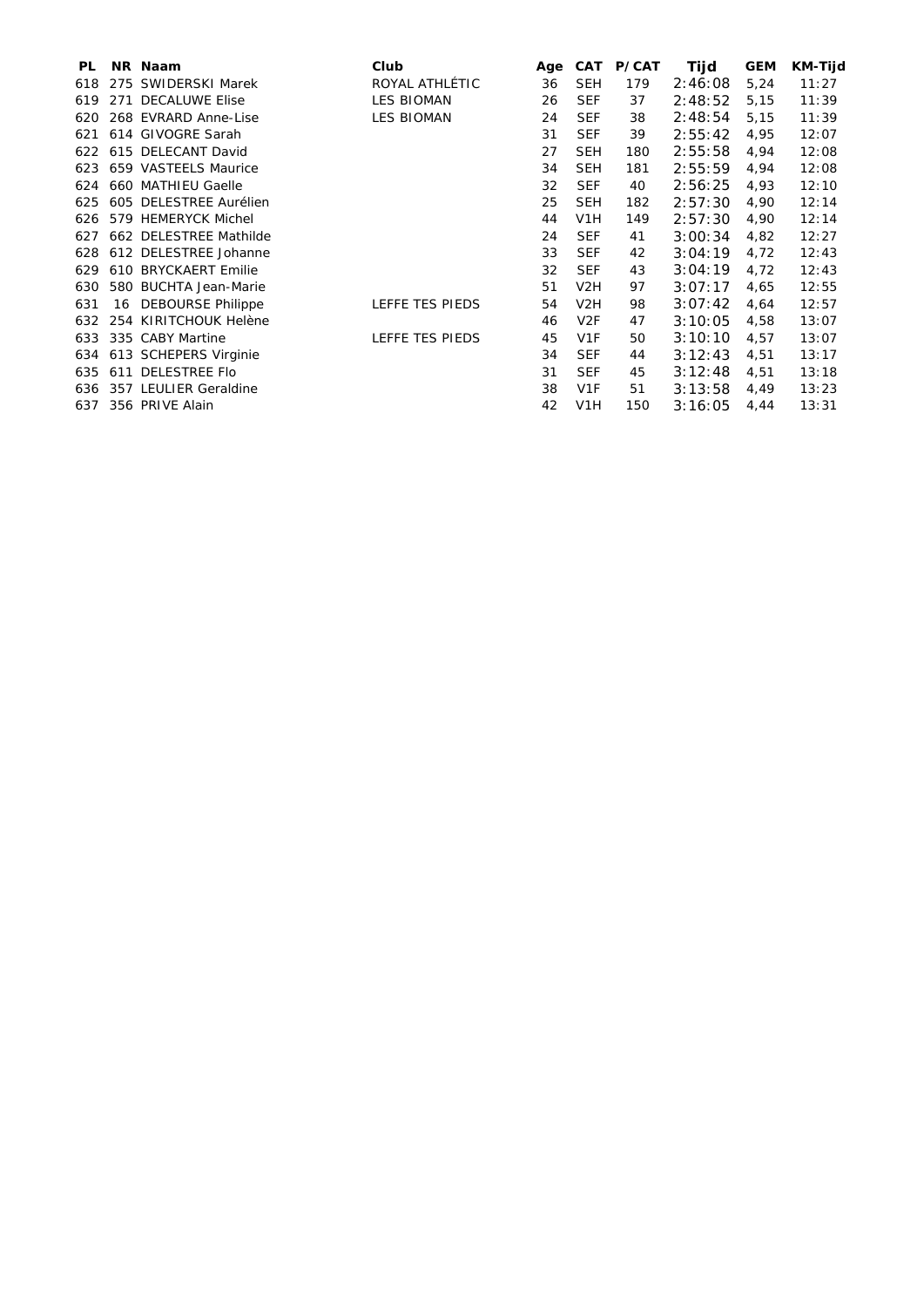| PL | NR | Naam | Club | Age | CAT | P/CAT | Tijd | GEM | KM-Tijd |
|---|---|---|---|---|---|---|---|---|---|
| 618 | 275 | SWIDERSKI Marek | ROYAL ATHLÉTIC | 36 | SEH | 179 | 2:46:08 | 5,24 | 11:27 |
| 619 | 271 | DECALUWE Elise | LES BIOMAN | 26 | SEF | 37 | 2:48:52 | 5,15 | 11:39 |
| 620 | 268 | EVRARD Anne-Lise | LES BIOMAN | 24 | SEF | 38 | 2:48:54 | 5,15 | 11:39 |
| 621 | 614 | GIVOGRE Sarah | | 31 | SEF | 39 | 2:55:42 | 4,95 | 12:07 |
| 622 | 615 | DELECANT David | | 27 | SEH | 180 | 2:55:58 | 4,94 | 12:08 |
| 623 | 659 | VASTEELS Maurice | | 34 | SEH | 181 | 2:55:59 | 4,94 | 12:08 |
| 624 | 660 | MATHIEU Gaelle | | 32 | SEF | 40 | 2:56:25 | 4,93 | 12:10 |
| 625 | 605 | DELESTREE Aurélien | | 25 | SEH | 182 | 2:57:30 | 4,90 | 12:14 |
| 626 | 579 | HEMERYCK Michel | | 44 | V1H | 149 | 2:57:30 | 4,90 | 12:14 |
| 627 | 662 | DELESTREE Mathilde | | 24 | SEF | 41 | 3:00:34 | 4,82 | 12:27 |
| 628 | 612 | DELESTREE Johanne | | 33 | SEF | 42 | 3:04:19 | 4,72 | 12:43 |
| 629 | 610 | BRYCKAERT Emilie | | 32 | SEF | 43 | 3:04:19 | 4,72 | 12:43 |
| 630 | 580 | BUCHTA Jean-Marie | | 51 | V2H | 97 | 3:07:17 | 4,65 | 12:55 |
| 631 | 16 | DEBOURSE Philippe | LEFFE TES PIEDS | 54 | V2H | 98 | 3:07:42 | 4,64 | 12:57 |
| 632 | 254 | KIRITCHOUK Helène | | 46 | V2F | 47 | 3:10:05 | 4,58 | 13:07 |
| 633 | 335 | CABY Martine | LEFFE TES PIEDS | 45 | V1F | 50 | 3:10:10 | 4,57 | 13:07 |
| 634 | 613 | SCHEPERS Virginie | | 34 | SEF | 44 | 3:12:43 | 4,51 | 13:17 |
| 635 | 611 | DELESTREE Flo | | 31 | SEF | 45 | 3:12:48 | 4,51 | 13:18 |
| 636 | 357 | LEULIER Geraldine | | 38 | V1F | 51 | 3:13:58 | 4,49 | 13:23 |
| 637 | 356 | PRIVE Alain | | 42 | V1H | 150 | 3:16:05 | 4,44 | 13:31 |